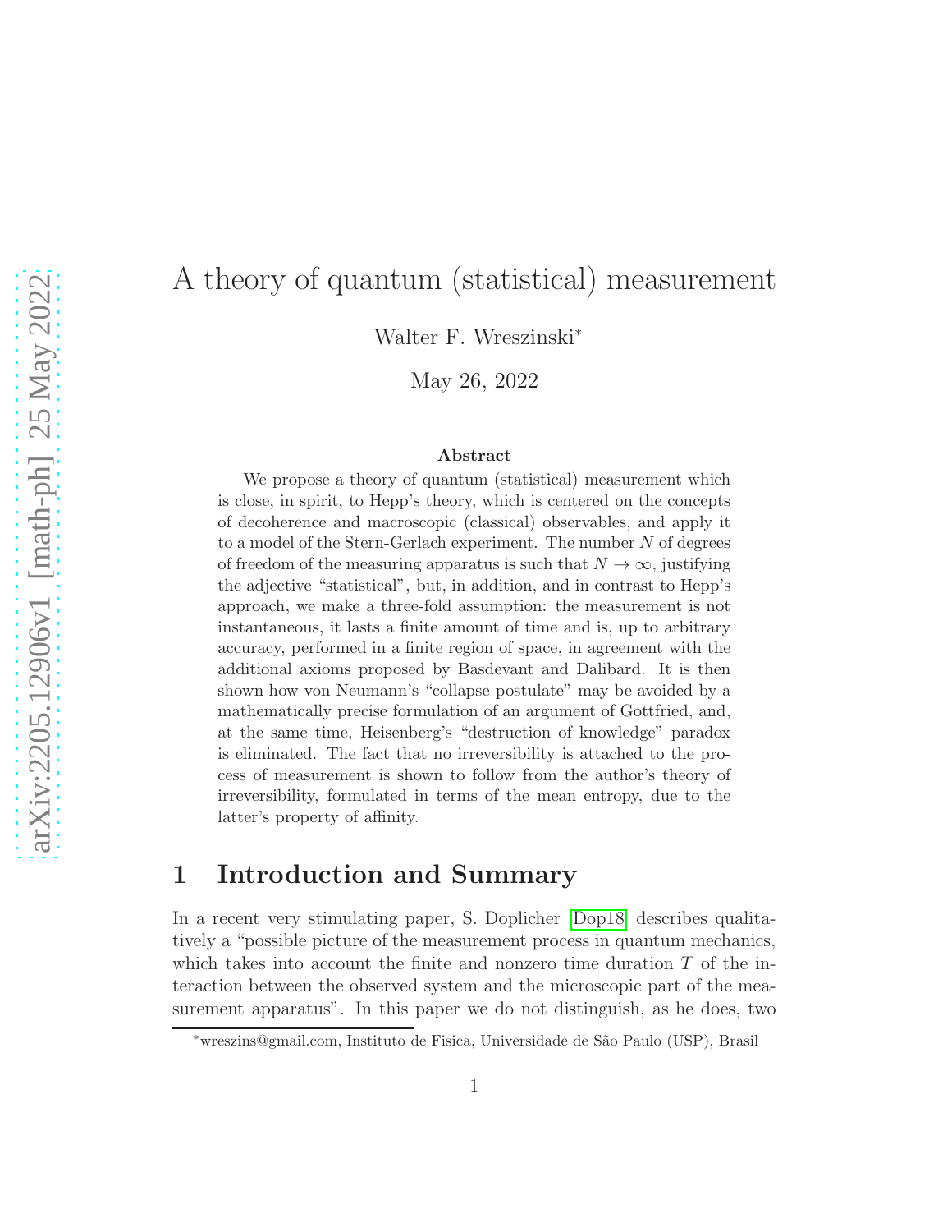# A theory of quantum (statistical) measurement

Walter F. Wreszinski*

May 26, 2022

### Abstract

We propose a theory of quantum (statistical) measurement which is close, in spirit, to Hepp's theory, which is centered on the concepts of decoherence and macroscopic (classical) observables, and apply it to a model of the Stern-Gerlach experiment. The number $N$ of degrees of freedom of the measuring apparatus is such that $N \to \infty$, justifying the adjective "statistical", but, in addition, and in contrast to Hepp's approach, we make a three-fold assumption: the measurement is not instantaneous, it lasts a finite amount of time and is, up to arbitrary accuracy, performed in a finite region of space, in agreement with the additional axioms proposed by Basdevant and Dalibard. It is then shown how von Neumann's "collapse postulate" may be avoided by a mathematically precise formulation of an argument of Gottfried, and, at the same time, Heisenberg's "destruction of knowledge" paradox is eliminated. The fact that no irreversibility is attached to the process of measurement is shown to follow from the author's theory of irreversibility, formulated in terms of the mean entropy, due to the latter's property of affinity.

## 1 Introduction and Summary

In a recent very stimulating paper, S. Doplicher [Dop18] describes qualitatively a "possible picture of the measurement process in quantum mechanics, which takes into account the finite and nonzero time duration $T$ of the interaction between the observed system and the microscopic part of the measurement apparatus". In this paper we do not distinguish, as he does, two

*wreszins@gmail.com, Instituto de Fisica, Universidade de São Paulo (USP), Brasil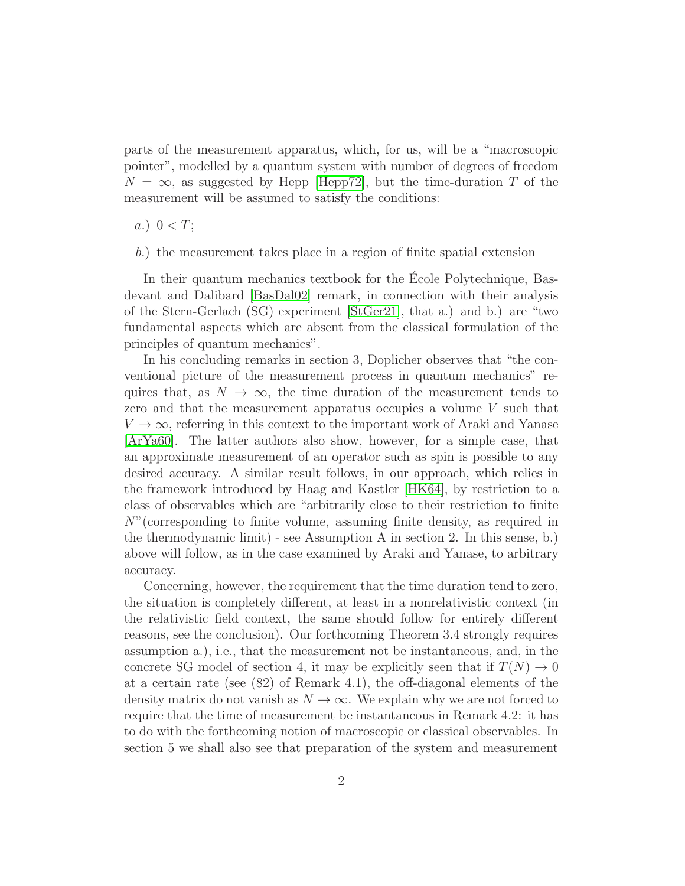parts of the measurement apparatus, which, for us, will be a "macroscopic pointer", modelled by a quantum system with number of degrees of freedom $N = \infty$, as suggested by Hepp [Hepp72], but the time-duration $T$ of the measurement will be assumed to satisfy the conditions:

*a.*) $0 < T$;

*b.*) the measurement takes place in a region of finite spatial extension

In their quantum mechanics textbook for the École Polytechnique, Basdevant and Dalibard [BasDal02] remark, in connection with their analysis of the Stern-Gerlach (SG) experiment [StGer21], that a.) and b.) are "two fundamental aspects which are absent from the classical formulation of the principles of quantum mechanics".

In his concluding remarks in section 3, Doplicher observes that "the conventional picture of the measurement process in quantum mechanics" requires that, as $N \to \infty$, the time duration of the measurement tends to zero and that the measurement apparatus occupies a volume $V$ such that $V \to \infty$, referring in this context to the important work of Araki and Yanase [ArYa60]. The latter authors also show, however, for a simple case, that an approximate measurement of an operator such as spin is possible to any desired accuracy. A similar result follows, in our approach, which relies in the framework introduced by Haag and Kastler [HK64], by restriction to a class of observables which are "arbitrarily close to their restriction to finite $N$"(corresponding to finite volume, assuming finite density, as required in the thermodynamic limit) - see Assumption A in section 2. In this sense, b.) above will follow, as in the case examined by Araki and Yanase, to arbitrary accuracy.

Concerning, however, the requirement that the time duration tend to zero, the situation is completely different, at least in a nonrelativistic context (in the relativistic field context, the same should follow for entirely different reasons, see the conclusion). Our forthcoming Theorem 3.4 strongly requires assumption a.), i.e., that the measurement not be instantaneous, and, in the concrete SG model of section 4, it may be explicitly seen that if $T(N) \to 0$ at a certain rate (see (82) of Remark 4.1), the off-diagonal elements of the density matrix do not vanish as $N \to \infty$. We explain why we are not forced to require that the time of measurement be instantaneous in Remark 4.2: it has to do with the forthcoming notion of macroscopic or classical observables. In section 5 we shall also see that preparation of the system and measurement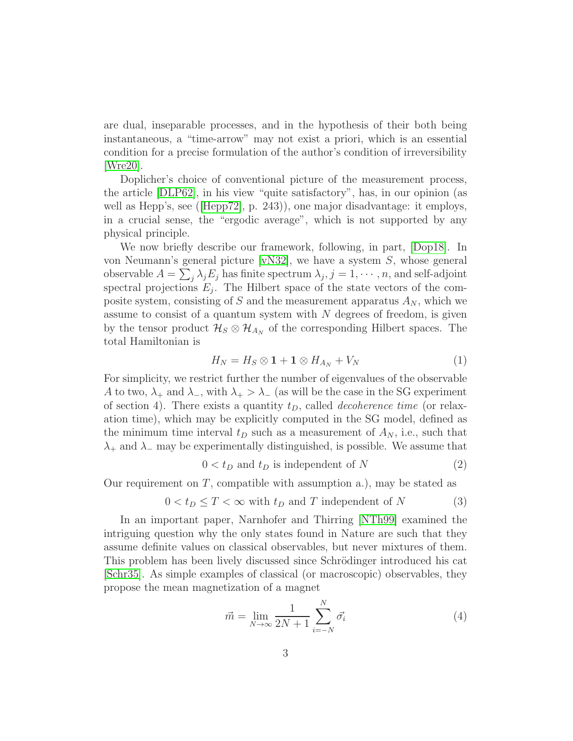are dual, inseparable processes, and in the hypothesis of their both being instantaneous, a "time-arrow" may not exist a priori, which is an essential condition for a precise formulation of the author's condition of irreversibility [Wre20].

Doplicher's choice of conventional picture of the measurement process, the article [DLP62], in his view "quite satisfactory", has, in our opinion (as well as Hepp's, see ([Hepp72], p. 243)), one major disadvantage: it employs, in a crucial sense, the "ergodic average", which is not supported by any physical principle.

We now briefly describe our framework, following, in part, [Dop18]. In von Neumann's general picture [vN32], we have a system $S$, whose general observable $A = \sum_j \lambda_j E_j$ has finite spectrum $\lambda_j, j = 1, \cdots, n$, and self-adjoint spectral projections $E_j$. The Hilbert space of the state vectors of the composite system, consisting of $S$ and the measurement apparatus $A_N$, which we assume to consist of a quantum system with $N$ degrees of freedom, is given by the tensor product $\mathcal{H}_S \otimes \mathcal{H}_{A_N}$ of the corresponding Hilbert spaces. The total Hamiltonian is

$$H_N = H_S \otimes \mathbf{1} + \mathbf{1} \otimes H_{A_N} + V_N \tag{1}$$

For simplicity, we restrict further the number of eigenvalues of the observable $A$ to two, $\lambda_+$ and $\lambda_-$, with $\lambda_+ > \lambda_-$ (as will be the case in the SG experiment of section 4). There exists a quantity $t_D$, called *decoherence time* (or relaxation time), which may be explicitly computed in the SG model, defined as the minimum time interval $t_D$ such as a measurement of $A_N$, i.e., such that $\lambda_+$ and $\lambda_-$ may be experimentally distinguished, is possible. We assume that

$$0 < t_D \text{ and } t_D \text{ is independent of } N \tag{2}$$

Our requirement on $T$, compatible with assumption a.), may be stated as

$$0 < t_D \leq T < \infty \text{ with } t_D \text{ and } T \text{ independent of } N \tag{3}$$

In an important paper, Narnhofer and Thirring [NTh99] examined the intriguing question why the only states found in Nature are such that they assume definite values on classical observables, but never mixtures of them. This problem has been lively discussed since Schrödinger introduced his cat [Schr35]. As simple examples of classical (or macroscopic) observables, they propose the mean magnetization of a magnet

$$\vec{m} = \lim_{N \to \infty} \frac{1}{2N+1} \sum_{i=-N}^{N} \vec{\sigma}_i \tag{4}$$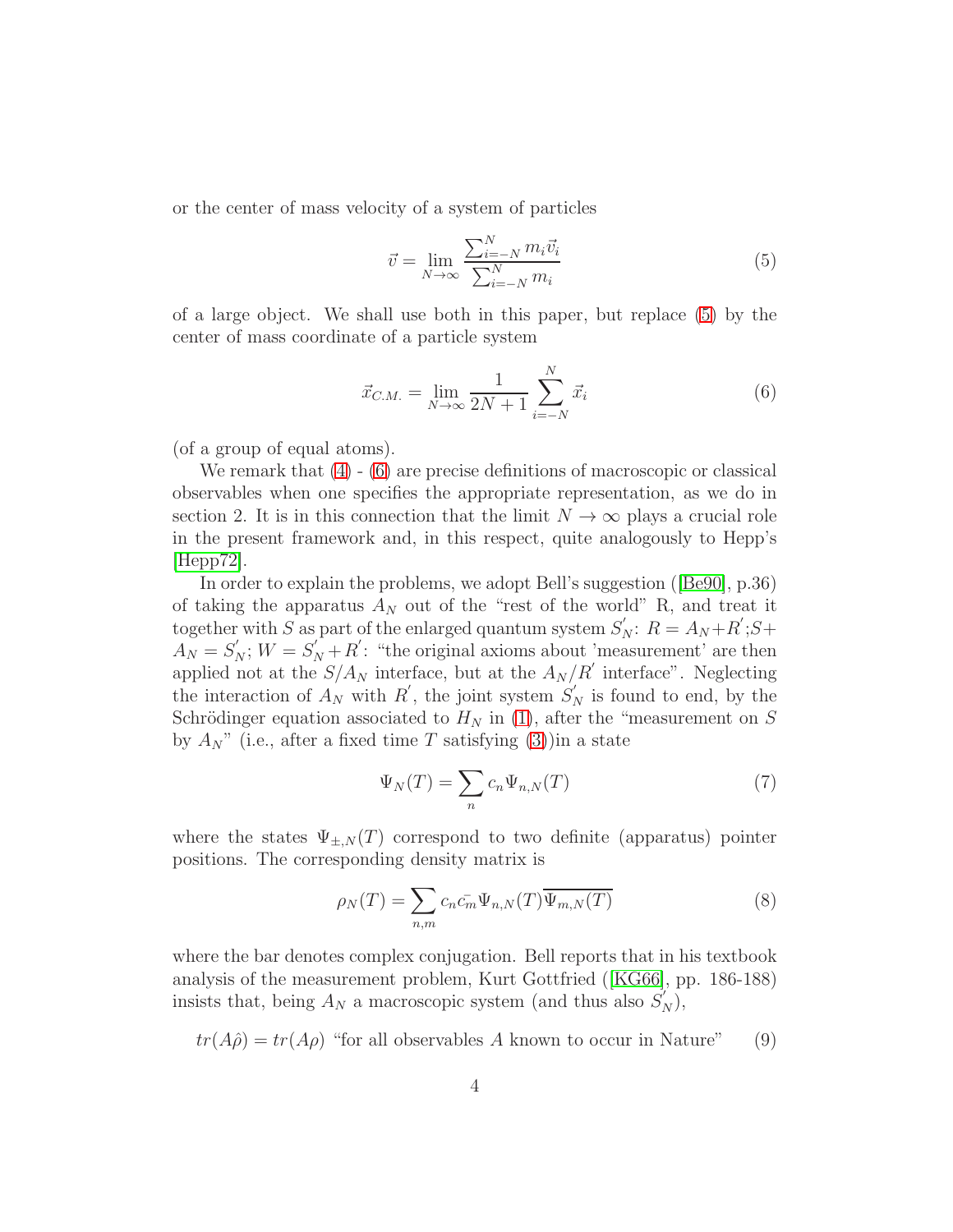or the center of mass velocity of a system of particles

$$\vec{v} = \lim_{N\to\infty} \frac{\sum_{i=-N}^{N} m_i \vec{v}_i}{\sum_{i=-N}^{N} m_i} \tag{5}$$

of a large object. We shall use both in this paper, but replace (5) by the center of mass coordinate of a particle system

$$\vec{x}_{C.M.} = \lim_{N\to\infty} \frac{1}{2N+1} \sum_{i=-N}^{N} \vec{x}_i \tag{6}$$

(of a group of equal atoms).

We remark that (4) - (6) are precise definitions of macroscopic or classical observables when one specifies the appropriate representation, as we do in section 2. It is in this connection that the limit $N \to \infty$ plays a crucial role in the present framework and, in this respect, quite analogously to Hepp's [Hepp72].

In order to explain the problems, we adopt Bell's suggestion ([Be90], p.36) of taking the apparatus $A_N$ out of the "rest of the world" R, and treat it together with $S$ as part of the enlarged quantum system $S_N^{'}$: $R = A_N + R^{'}$;$S + A_N = S_N^{'}$; $W = S_N^{'} + R^{'}$: "the original axioms about 'measurement' are then applied not at the $S/A_N$ interface, but at the $A_N/R^{'}$ interface". Neglecting the interaction of $A_N$ with $R^{'}$, the joint system $S_N^{'}$ is found to end, by the Schrödinger equation associated to $H_N$ in (1), after the "measurement on $S$ by $A_N$" (i.e., after a fixed time $T$ satisfying (3))in a state

$$\Psi_N(T) = \sum_n c_n \Psi_{n,N}(T) \tag{7}$$

where the states $\Psi_{\pm,N}(T)$ correspond to two definite (apparatus) pointer positions. The corresponding density matrix is

$$\rho_N(T) = \sum_{n,m} c_n \bar{c_m} \Psi_{n,N}(T) \overline{\Psi_{m,N}(T)} \tag{8}$$

where the bar denotes complex conjugation. Bell reports that in his textbook analysis of the measurement problem, Kurt Gottfried ([KG66], pp. 186-188) insists that, being $A_N$ a macroscopic system (and thus also $S_N^{'}$),

$$tr(A\hat{\rho}) = tr(A\rho) \text{ "for all observables } A \text{ known to occur in Nature"} \tag{9}$$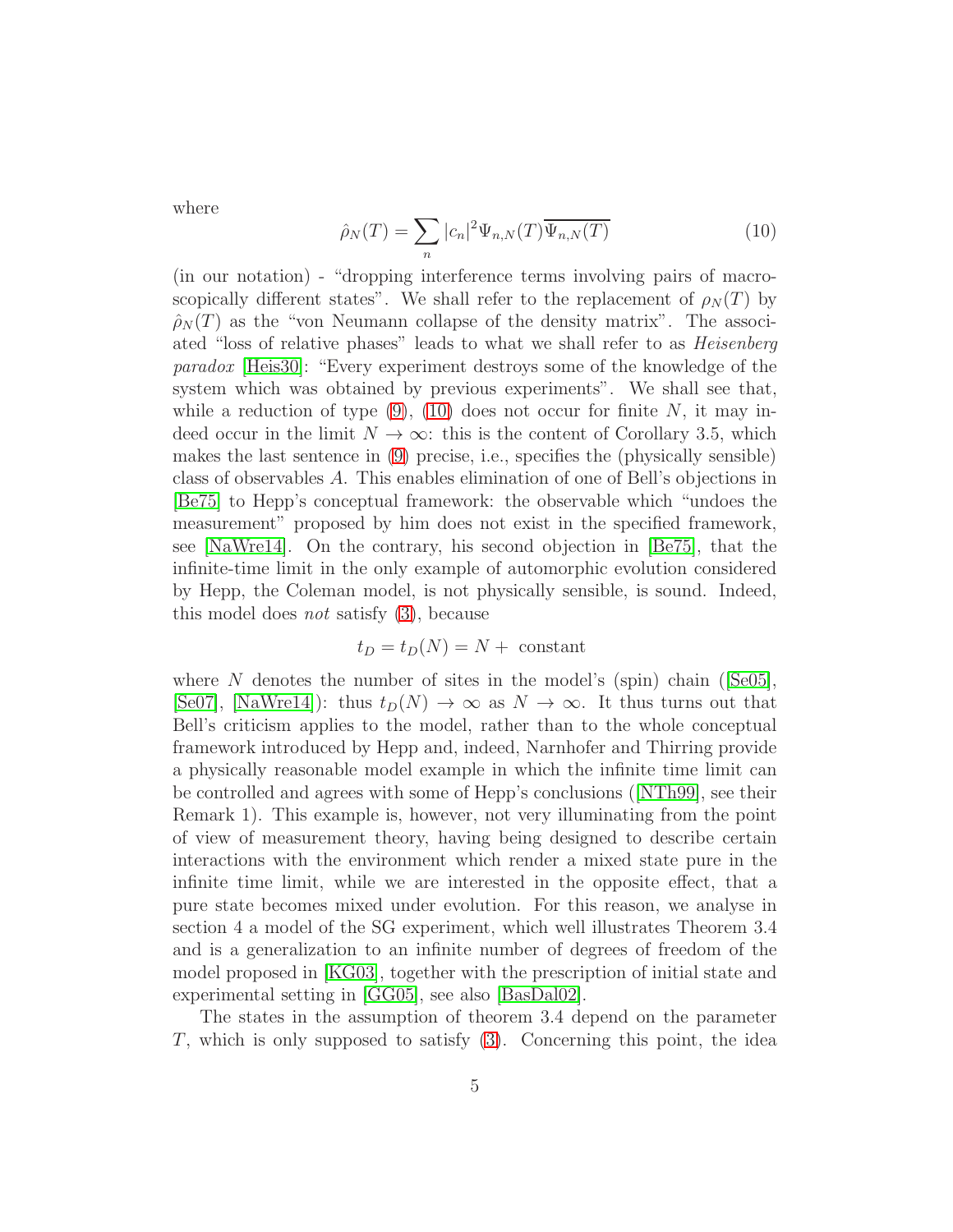where

$$\hat{\rho}_N(T) = \sum_n |c_n|^2 \Psi_{n,N}(T)\overline{\Psi_{n,N}(T)} \tag{10}$$

(in our notation) - "dropping interference terms involving pairs of macroscopically different states". We shall refer to the replacement of $\rho_N(T)$ by $\hat{\rho}_N(T)$ as the "von Neumann collapse of the density matrix". The associated "loss of relative phases" leads to what we shall refer to as *Heisenberg paradox* [Heis30]: "Every experiment destroys some of the knowledge of the system which was obtained by previous experiments". We shall see that, while a reduction of type (9), (10) does not occur for finite $N$, it may indeed occur in the limit $N \to \infty$: this is the content of Corollary 3.5, which makes the last sentence in (9) precise, i.e., specifies the (physically sensible) class of observables $A$. This enables elimination of one of Bell's objections in [Be75] to Hepp's conceptual framework: the observable which "undoes the measurement" proposed by him does not exist in the specified framework, see [NaWre14]. On the contrary, his second objection in [Be75], that the infinite-time limit in the only example of automorphic evolution considered by Hepp, the Coleman model, is not physically sensible, is sound. Indeed, this model does *not* satisfy (3), because

$$t_D = t_D(N) = N + \text{ constant}$$

where $N$ denotes the number of sites in the model's (spin) chain ([Se05], [Se07], [NaWre14]): thus $t_D(N) \to \infty$ as $N \to \infty$. It thus turns out that Bell's criticism applies to the model, rather than to the whole conceptual framework introduced by Hepp and, indeed, Narnhofer and Thirring provide a physically reasonable model example in which the infinite time limit can be controlled and agrees with some of Hepp's conclusions ([NTh99], see their Remark 1). This example is, however, not very illuminating from the point of view of measurement theory, having being designed to describe certain interactions with the environment which render a mixed state pure in the infinite time limit, while we are interested in the opposite effect, that a pure state becomes mixed under evolution. For this reason, we analyse in section 4 a model of the SG experiment, which well illustrates Theorem 3.4 and is a generalization to an infinite number of degrees of freedom of the model proposed in [KG03], together with the prescription of initial state and experimental setting in [GG05], see also [BasDal02].

The states in the assumption of theorem 3.4 depend on the parameter $T$, which is only supposed to satisfy (3). Concerning this point, the idea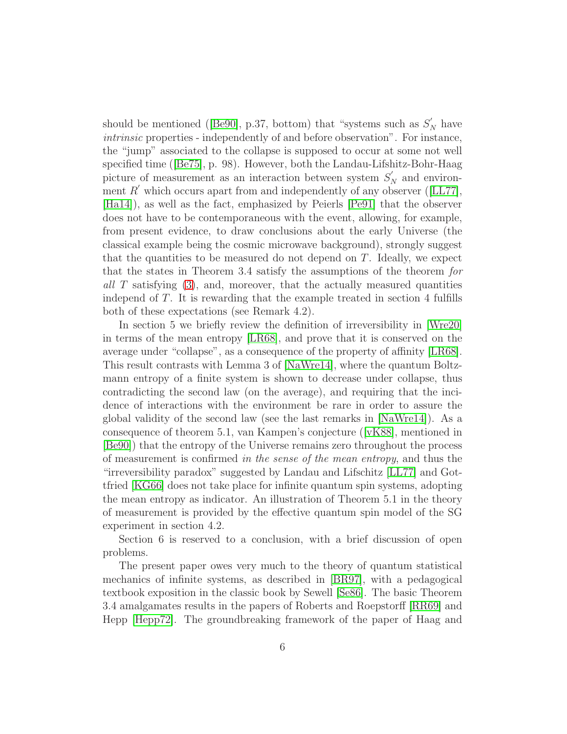should be mentioned ([Be90], p.37, bottom) that "systems such as $S_N^{'}$ have *intrinsic* properties - independently of and before observation". For instance, the "jump" associated to the collapse is supposed to occur at some not well specified time ([Be75], p. 98). However, both the Landau-Lifshitz-Bohr-Haag picture of measurement as an interaction between system $S_N^{'}$ and environment $R^{'}$ which occurs apart from and independently of any observer ([LL77], [Ha14]), as well as the fact, emphasized by Peierls [Pe91] that the observer does not have to be contemporaneous with the event, allowing, for example, from present evidence, to draw conclusions about the early Universe (the classical example being the cosmic microwave background), strongly suggest that the quantities to be measured do not depend on $T$. Ideally, we expect that the states in Theorem 3.4 satisfy the assumptions of the theorem *for all* $T$ satisfying (3), and, moreover, that the actually measured quantities independ of $T$. It is rewarding that the example treated in section 4 fulfills both of these expectations (see Remark 4.2).

In section 5 we briefly review the definition of irreversibility in [Wre20] in terms of the mean entropy [LR68], and prove that it is conserved on the average under "collapse", as a consequence of the property of affinity [LR68]. This result contrasts with Lemma 3 of [NaWre14], where the quantum Boltzmann entropy of a finite system is shown to decrease under collapse, thus contradicting the second law (on the average), and requiring that the incidence of interactions with the environment be rare in order to assure the global validity of the second law (see the last remarks in [NaWre14]). As a consequence of theorem 5.1, van Kampen's conjecture ([vK88], mentioned in [Be90]) that the entropy of the Universe remains zero throughout the process of measurement is confirmed *in the sense of the mean entropy*, and thus the "irreversibility paradox" suggested by Landau and Lifschitz [LL77] and Gottfried [KG66] does not take place for infinite quantum spin systems, adopting the mean entropy as indicator. An illustration of Theorem 5.1 in the theory of measurement is provided by the effective quantum spin model of the SG experiment in section 4.2.

Section 6 is reserved to a conclusion, with a brief discussion of open problems.

The present paper owes very much to the theory of quantum statistical mechanics of infinite systems, as described in [BR97], with a pedagogical textbook exposition in the classic book by Sewell [Se86]. The basic Theorem 3.4 amalgamates results in the papers of Roberts and Roepstorff [RR69] and Hepp [Hepp72]. The groundbreaking framework of the paper of Haag and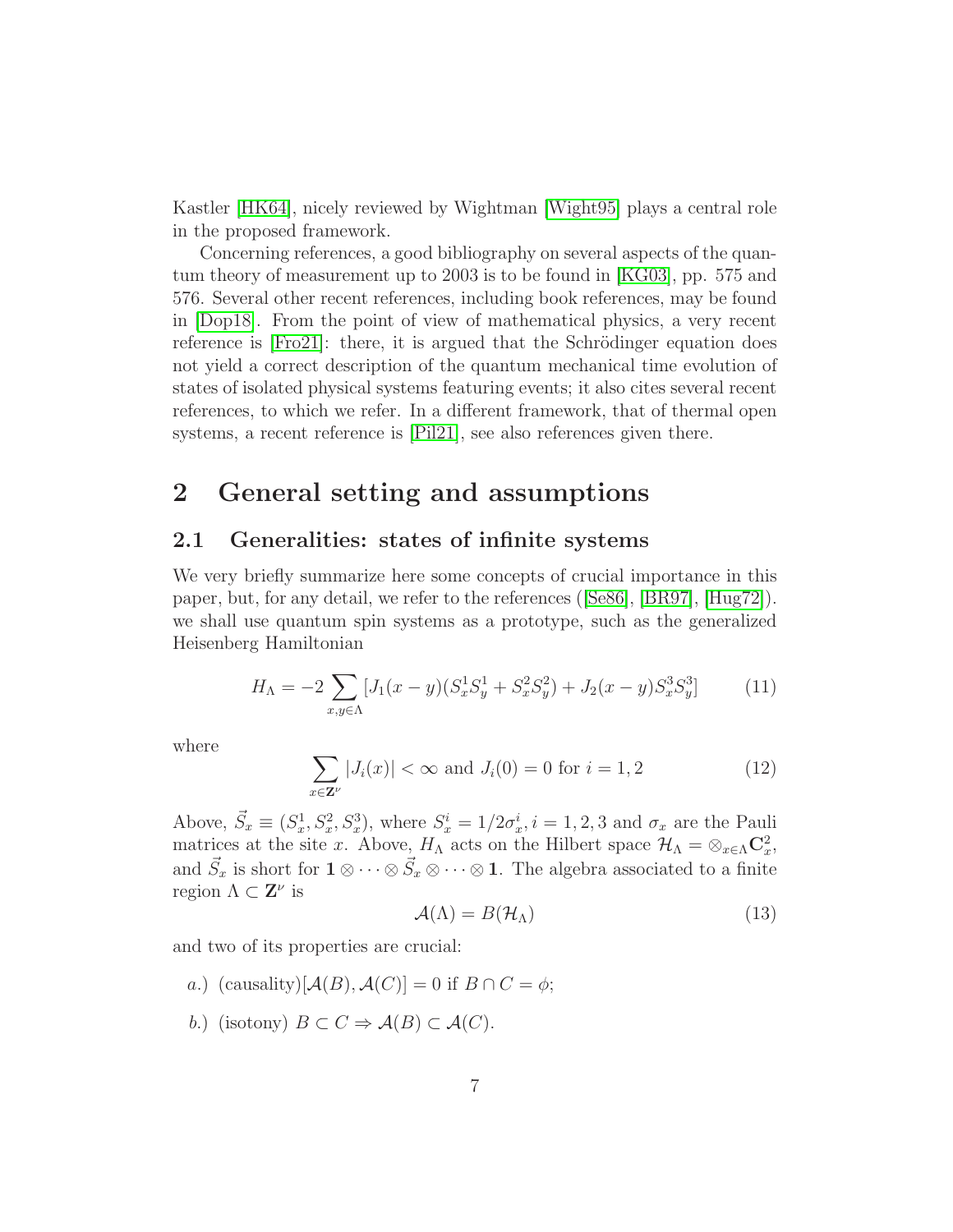Kastler [HK64], nicely reviewed by Wightman [Wight95] plays a central role in the proposed framework.

Concerning references, a good bibliography on several aspects of the quantum theory of measurement up to 2003 is to be found in [KG03], pp. 575 and 576. Several other recent references, including book references, may be found in [Dop18]. From the point of view of mathematical physics, a very recent reference is [Fro21]: there, it is argued that the Schrödinger equation does not yield a correct description of the quantum mechanical time evolution of states of isolated physical systems featuring events; it also cites several recent references, to which we refer. In a different framework, that of thermal open systems, a recent reference is [Pil21], see also references given there.

# 2 General setting and assumptions

## 2.1 Generalities: states of infinite systems

We very briefly summarize here some concepts of crucial importance in this paper, but, for any detail, we refer to the references ([Se86], [BR97], [Hug72]). we shall use quantum spin systems as a prototype, such as the generalized Heisenberg Hamiltonian

$$H_\Lambda = -2 \sum_{x,y\in\Lambda} [J_1(x-y)(S_x^1 S_y^1 + S_x^2 S_y^2) + J_2(x-y) S_x^3 S_y^3] \tag{11}$$

where

$$\sum_{x\in\mathbf{Z}^\nu} |J_i(x)| < \infty \text{ and } J_i(0) = 0 \text{ for } i = 1, 2 \tag{12}$$

Above, $\vec{S}_x \equiv (S_x^1, S_x^2, S_x^3)$, where $S_x^i = 1/2\sigma_x^i, i = 1, 2, 3$ and $\sigma_x$ are the Pauli matrices at the site $x$. Above, $H_\Lambda$ acts on the Hilbert space $\mathcal{H}_\Lambda = \otimes_{x\in\Lambda}\mathbf{C}_x^2$, and $\vec{S}_x$ is short for $\mathbf{1} \otimes \cdots \otimes \vec{S}_x \otimes \cdots \otimes \mathbf{1}$. The algebra associated to a finite region $\Lambda \subset \mathbf{Z}^\nu$ is

$$\mathcal{A}(\Lambda) = B(\mathcal{H}_\Lambda) \tag{13}$$

and two of its properties are crucial:

*a.*) (causality)$[\mathcal{A}(B), \mathcal{A}(C)] = 0$ if $B \cap C = \phi$;

*b.*) (isotony) $B \subset C \Rightarrow \mathcal{A}(B) \subset \mathcal{A}(C)$.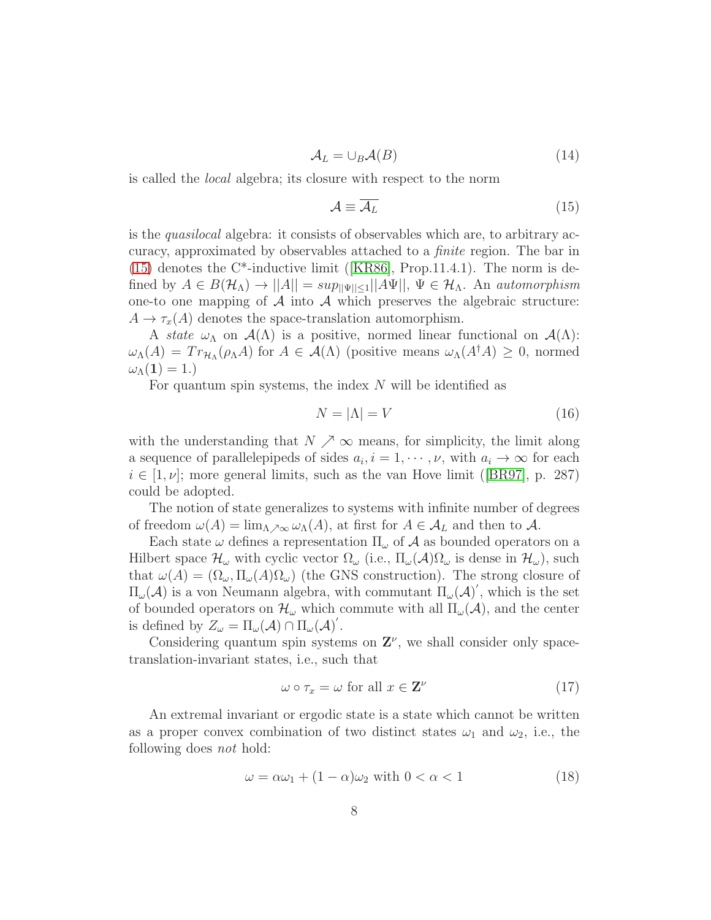$$\mathcal{A}_L = \cup_B \mathcal{A}(B) \tag{14}$$

is called the *local* algebra; its closure with respect to the norm

$$\mathcal{A} \equiv \overline{\mathcal{A}_L} \tag{15}$$

is the *quasilocal* algebra: it consists of observables which are, to arbitrary accuracy, approximated by observables attached to a *finite* region. The bar in (15) denotes the C*-inductive limit ([KR86], Prop.11.4.1). The norm is defined by $A \in B(\mathcal{H}_\Lambda) \to ||A|| = sup_{||\Psi|| \leq 1} ||A\Psi||$, $\Psi \in \mathcal{H}_\Lambda$. An *automorphism* one-to one mapping of $\mathcal{A}$ into $\mathcal{A}$ which preserves the algebraic structure: $A \to \tau_x(A)$ denotes the space-translation automorphism.

A *state* $\omega_\Lambda$ on $\mathcal{A}(\Lambda)$ is a positive, normed linear functional on $\mathcal{A}(\Lambda)$: $\omega_\Lambda(A) = Tr_{\mathcal{H}_\Lambda}(\rho_\Lambda A)$ for $A \in \mathcal{A}(\Lambda)$ (positive means $\omega_\Lambda(A^\dagger A) \geq 0$, normed $\omega_\Lambda(\mathbf{1}) = 1$.)

For quantum spin systems, the index $N$ will be identified as

$$N = |\Lambda| = V \tag{16}$$

with the understanding that $N \nearrow \infty$ means, for simplicity, the limit along a sequence of parallelepipeds of sides $a_i, i = 1, \cdots, \nu$, with $a_i \to \infty$ for each $i \in [1, \nu]$; more general limits, such as the van Hove limit ([BR97], p. 287) could be adopted.

The notion of state generalizes to systems with infinite number of degrees of freedom $\omega(A) = \lim_{\Lambda \nearrow \infty} \omega_\Lambda(A)$, at first for $A \in \mathcal{A}_L$ and then to $\mathcal{A}$.

Each state $\omega$ defines a representation $\Pi_\omega$ of $\mathcal{A}$ as bounded operators on a Hilbert space $\mathcal{H}_\omega$ with cyclic vector $\Omega_\omega$ (i.e., $\Pi_\omega(\mathcal{A})\Omega_\omega$ is dense in $\mathcal{H}_\omega$), such that $\omega(A) = (\Omega_\omega, \Pi_\omega(A)\Omega_\omega)$ (the GNS construction). The strong closure of $\Pi_\omega(\mathcal{A})$ is a von Neumann algebra, with commutant $\Pi_\omega(\mathcal{A})'$, which is the set of bounded operators on $\mathcal{H}_\omega$ which commute with all $\Pi_\omega(\mathcal{A})$, and the center is defined by $Z_\omega = \Pi_\omega(\mathcal{A}) \cap \Pi_\omega(\mathcal{A})'$.

Considering quantum spin systems on $\mathbf{Z}^\nu$, we shall consider only space-translation-invariant states, i.e., such that

$$\omega \circ \tau_x = \omega \text{ for all } x \in \mathbf{Z}^\nu \tag{17}$$

An extremal invariant or ergodic state is a state which cannot be written as a proper convex combination of two distinct states $\omega_1$ and $\omega_2$, i.e., the following does *not* hold:

$$\omega = \alpha\omega_1 + (1 - \alpha)\omega_2 \text{ with } 0 < \alpha < 1 \tag{18}$$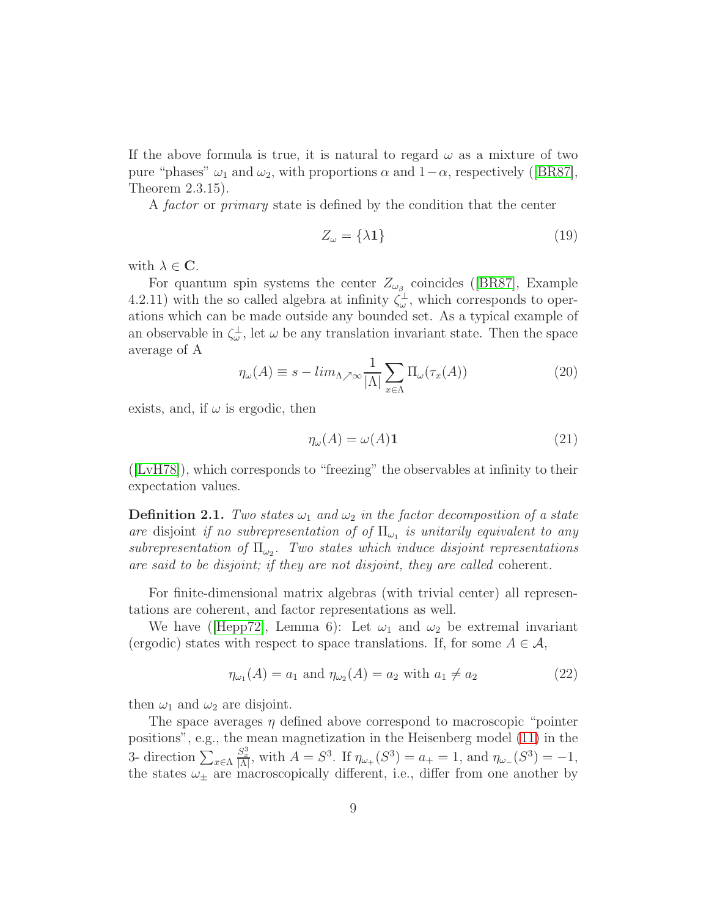If the above formula is true, it is natural to regard $\omega$ as a mixture of two pure "phases" $\omega_1$ and $\omega_2$, with proportions $\alpha$ and $1-\alpha$, respectively ([BR87], Theorem 2.3.15).

A *factor* or *primary* state is defined by the condition that the center

$$Z_\omega = \{\lambda \mathbf{1}\} \tag{19}$$

with $\lambda \in \mathbf{C}$.

For quantum spin systems the center $Z_{\omega_\beta}$ coincides ([BR87], Example 4.2.11) with the so called algebra at infinity $\zeta_\omega^\perp$, which corresponds to operations which can be made outside any bounded set. As a typical example of an observable in $\zeta_\omega^\perp$, let $\omega$ be any translation invariant state. Then the space average of A

$$\eta_\omega(A) \equiv s - lim_{\Lambda \nearrow \infty} \frac{1}{|\Lambda|} \sum_{x\in\Lambda} \Pi_\omega(\tau_x(A)) \tag{20}$$

exists, and, if $\omega$ is ergodic, then

$$\eta_\omega(A) = \omega(A)\mathbf{1} \tag{21}$$

([LvH78]), which corresponds to "freezing" the observables at infinity to their expectation values.

**Definition 2.1.** *Two states $\omega_1$ and $\omega_2$ in the factor decomposition of a state are* disjoint *if no subrepresentation of of $\Pi_{\omega_1}$ is unitarily equivalent to any subrepresentation of $\Pi_{\omega_2}$. Two states which induce disjoint representations are said to be disjoint; if they are not disjoint, they are called* coherent.

For finite-dimensional matrix algebras (with trivial center) all representations are coherent, and factor representations as well.

We have ([Hepp72], Lemma 6): Let $\omega_1$ and $\omega_2$ be extremal invariant (ergodic) states with respect to space translations. If, for some $A \in \mathcal{A}$,

$$\eta_{\omega_1}(A) = a_1 \text{ and } \eta_{\omega_2}(A) = a_2 \text{ with } a_1 \neq a_2 \tag{22}$$

then $\omega_1$ and $\omega_2$ are disjoint.

The space averages $\eta$ defined above correspond to macroscopic "pointer positions", e.g., the mean magnetization in the Heisenberg model (11) in the 3- direction $\sum_{x\in\Lambda} \frac{S_x^3}{|\Lambda|}$, with $A = S^3$. If $\eta_{\omega_+}(S^3) = a_+ = 1$, and $\eta_{\omega_-}(S^3) = -1$, the states $\omega_\pm$ are macroscopically different, i.e., differ from one another by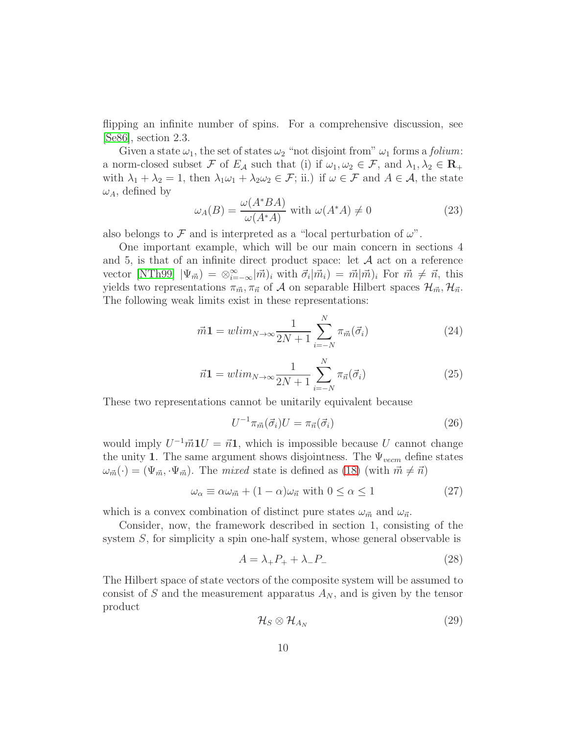flipping an infinite number of spins. For a comprehensive discussion, see [Se86], section 2.3.

Given a state $\omega_1$, the set of states $\omega_2$ "not disjoint from" $\omega_1$ forms a *folium*: a norm-closed subset $\mathcal{F}$ of $E_{\mathcal{A}}$ such that (i) if $\omega_1, \omega_2 \in \mathcal{F}$, and $\lambda_1, \lambda_2 \in \mathbf{R}_+$ with $\lambda_1 + \lambda_2 = 1$, then $\lambda_1\omega_1 + \lambda_2\omega_2 \in \mathcal{F}$; ii.) if $\omega \in \mathcal{F}$ and $A \in \mathcal{A}$, the state $\omega_A$, defined by

$$\omega_A(B) = \frac{\omega(A^*BA)}{\omega(A^*A)} \text{ with } \omega(A^*A) \neq 0 \tag{23}$$

also belongs to $\mathcal{F}$ and is interpreted as a "local perturbation of $\omega$".

One important example, which will be our main concern in sections 4 and 5, is that of an infinite direct product space: let $\mathcal{A}$ act on a reference vector [NTh99] $|\Psi_{\vec{m}}) = \otimes_{i=-\infty}^{\infty}|\vec{m})_i$ with $\vec{\sigma}_i|\vec{m}_i) = \vec{m}|\vec{m})_i$ For $\vec{m} \neq \vec{n}$, this yields two representations $\pi_{\vec{m}}, \pi_{\vec{n}}$ of $\mathcal{A}$ on separable Hilbert spaces $\mathcal{H}_{\vec{m}}, \mathcal{H}_{\vec{n}}$. The following weak limits exist in these representations:

$$\vec{m}\mathbf{1} = wlim_{N\to\infty}\frac{1}{2N+1}\sum_{i=-N}^{N}\pi_{\vec{m}}(\vec{\sigma}_i) \tag{24}$$

$$\vec{n}\mathbf{1} = wlim_{N\to\infty}\frac{1}{2N+1}\sum_{i=-N}^{N}\pi_{\vec{n}}(\vec{\sigma}_i) \tag{25}$$

These two representations cannot be unitarily equivalent because

$$U^{-1}\pi_{\vec{m}}(\vec{\sigma}_i)U = \pi_{\vec{n}}(\vec{\sigma}_i) \tag{26}$$

would imply $U^{-1}\vec{m}\mathbf{1}U = \vec{n}\mathbf{1}$, which is impossible because $U$ cannot change the unity $\mathbf{1}$. The same argument shows disjointness. The $\Psi_{vecm}$ define states $\omega_{\vec{m}}(\cdot) = (\Psi_{\vec{m}}, \cdot\Psi_{\vec{m}})$. The *mixed* state is defined as (18) (with $\vec{m} \neq \vec{n}$)

$$\omega_\alpha \equiv \alpha\omega_{\vec{m}} + (1-\alpha)\omega_{\vec{n}} \text{ with } 0 \leq \alpha \leq 1 \tag{27}$$

which is a convex combination of distinct pure states $\omega_{\vec{m}}$ and $\omega_{\vec{n}}$.

Consider, now, the framework described in section 1, consisting of the system $S$, for simplicity a spin one-half system, whose general observable is

$$A = \lambda_+P_+ + \lambda_-P_- \tag{28}$$

The Hilbert space of state vectors of the composite system will be assumed to consist of $S$ and the measurement apparatus $A_N$, and is given by the tensor product

$$\mathcal{H}_S \otimes \mathcal{H}_{A_N} \tag{29}$$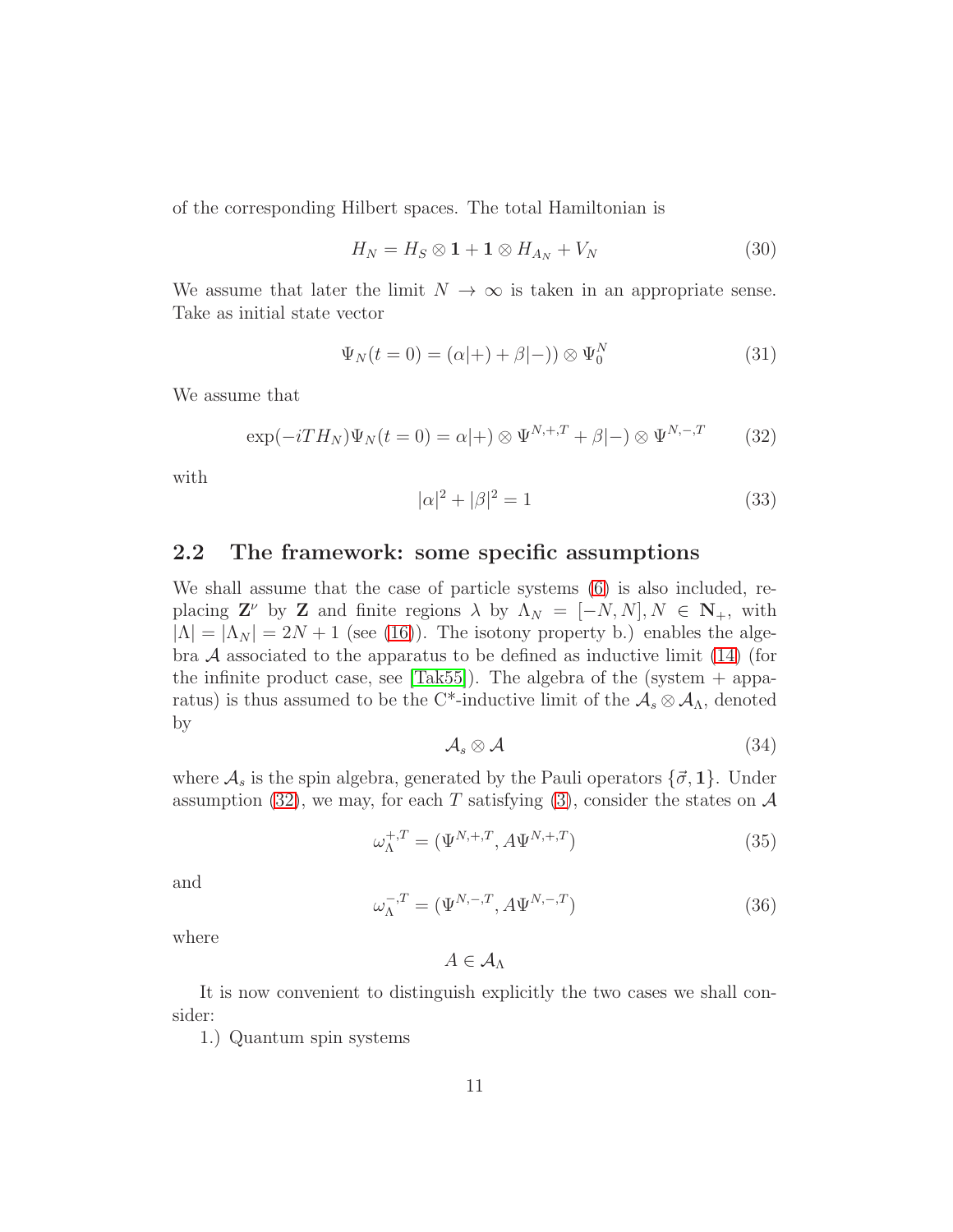of the corresponding Hilbert spaces. The total Hamiltonian is

$$H_N = H_S \otimes \mathbf{1} + \mathbf{1} \otimes H_{A_N} + V_N \tag{30}$$

We assume that later the limit $N \to \infty$ is taken in an appropriate sense. Take as initial state vector

$$\Psi_N(t=0) = (\alpha|+) + \beta|-)) \otimes \Psi_0^N \tag{31}$$

We assume that

$$\exp(-iTH_N)\Psi_N(t=0) = \alpha|+) \otimes \Psi^{N,+,T} + \beta|-) \otimes \Psi^{N,-,T} \tag{32}$$

with

$$|\alpha|^2 + |\beta|^2 = 1 \tag{33}$$

## 2.2 The framework: some specific assumptions

We shall assume that the case of particle systems (6) is also included, replacing $\mathbf{Z}^\nu$ by $\mathbf{Z}$ and finite regions $\lambda$ by $\Lambda_N = [-N, N], N \in \mathbf{N}_+$, with $|\Lambda| = |\Lambda_N| = 2N+1$ (see (16)). The isotony property b.) enables the algebra $\mathcal{A}$ associated to the apparatus to be defined as inductive limit (14) (for the infinite product case, see [Tak55]). The algebra of the (system + apparatus) is thus assumed to be the C*-inductive limit of the $\mathcal{A}_s \otimes \mathcal{A}_\Lambda$, denoted by

$$\mathcal{A}_s \otimes \mathcal{A} \tag{34}$$

where $\mathcal{A}_s$ is the spin algebra, generated by the Pauli operators $\{\vec{\sigma}, \mathbf{1}\}$. Under assumption (32), we may, for each $T$ satisfying (3), consider the states on $\mathcal{A}$

$$\omega_\Lambda^{+,T} = (\Psi^{N,+,T}, A\Psi^{N,+,T}) \tag{35}$$

and

$$\omega_\Lambda^{-,T} = (\Psi^{N,-,T}, A\Psi^{N,-,T}) \tag{36}$$

where

$$A \in \mathcal{A}_\Lambda$$

It is now convenient to distinguish explicitly the two cases we shall consider:

1.) Quantum spin systems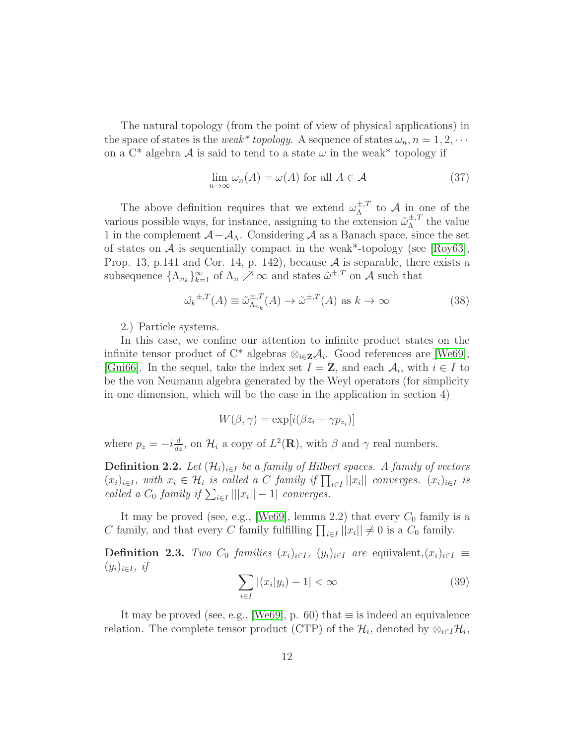The natural topology (from the point of view of physical applications) in the space of states is the *weak\* topology*. A sequence of states $\omega_n, n = 1, 2, \cdots$ on a C* algebra $\mathcal{A}$ is said to tend to a state $\omega$ in the weak* topology if

$$\lim_{n\to\infty} \omega_n(A) = \omega(A) \text{ for all } A \in \mathcal{A} \tag{37}$$

The above definition requires that we extend $\omega_\Lambda^{\pm,T}$ to $\mathcal{A}$ in one of the various possible ways, for instance, assigning to the extension $\tilde{\omega}_\Lambda^{\pm,T}$ the value 1 in the complement $\mathcal{A} - \mathcal{A}_\Lambda$. Considering $\mathcal{A}$ as a Banach space, since the set of states on $\mathcal{A}$ is sequentially compact in the weak*-topology (see [Roy63], Prop. 13, p.141 and Cor. 14, p. 142), because $\mathcal{A}$ is separable, there exists a subsequence $\{\Lambda_{n_k}\}_{k=1}^\infty$ of $\Lambda_n \nearrow \infty$ and states $\tilde{\omega}^{\pm,T}$ on $\mathcal{A}$ such that

$$\tilde{\omega_k}^{\pm,T}(A) \equiv \tilde{\omega}_{\Lambda_{n_k}}^{\pm,T}(A) \to \tilde{\omega}^{\pm,T}(A) \text{ as } k \to \infty \tag{38}$$

2.) Particle systems.

In this case, we confine our attention to infinite product states on the infinite tensor product of C* algebras $\otimes_{i\in\mathbf{Z}}\mathcal{A}_i$. Good references are [We69], [Gui66]. In the sequel, take the index set $I = \mathbf{Z}$, and each $\mathcal{A}_i$, with $i \in I$ to be the von Neumann algebra generated by the Weyl operators (for simplicity in one dimension, which will be the case in the application in section 4)

$$W(\beta, \gamma) = \exp[i(\beta z_i + \gamma p_{z_i})]$$

where $p_z = -i\frac{d}{dz}$, on $\mathcal{H}_i$ a copy of $L^2(\mathbf{R})$, with $\beta$ and $\gamma$ real numbers.

**Definition 2.2.** *Let $(\mathcal{H}_i)_{i\in I}$ be a family of Hilbert spaces. A family of vectors $(x_i)_{i\in I}$, with $x_i \in \mathcal{H}_i$ is called a $C$ family if $\prod_{i\in I} ||x_i||$ converges. $(x_i)_{i\in I}$ is called a $C_0$ family if $\sum_{i\in I} |||x_i|| - 1|$ converges.*

It may be proved (see, e.g., [We69], lemma 2.2) that every $C_0$ family is a $C$ family, and that every $C$ family fulfilling $\prod_{i\in I} ||x_i|| \neq 0$ is a $C_0$ family.

**Definition 2.3.** *Two $C_0$ families $(x_i)_{i\in I}$, $(y_i)_{i\in I}$ are* equivalent,$(x_i)_{i\in I} \equiv (y_i)_{i\in I}$, *if*

$$\sum_{i\in I} |(x_i|y_i) - 1| < \infty \tag{39}$$

It may be proved (see, e.g., [We69], p. 60) that $\equiv$ is indeed an equivalence relation. The complete tensor product (CTP) of the $\mathcal{H}_i$, denoted by $\otimes_{i\in I}\mathcal{H}_i$,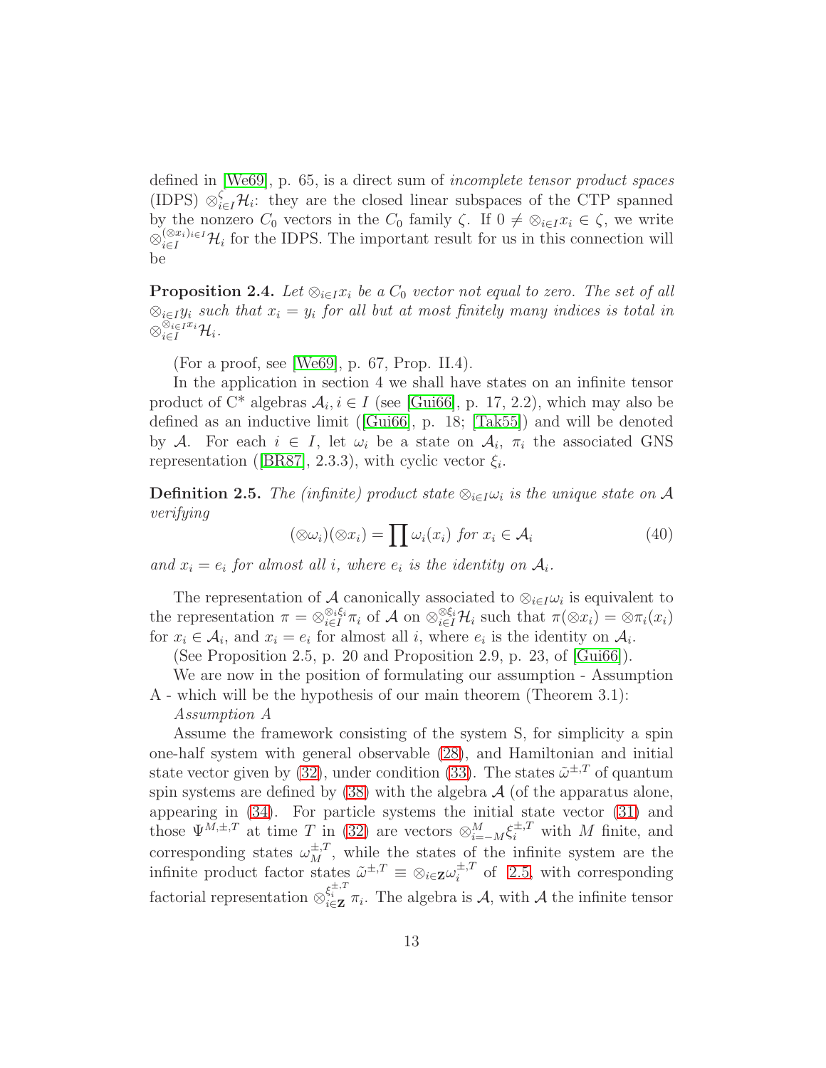defined in [We69], p. 65, is a direct sum of *incomplete tensor product spaces* (IDPS) $\otimes_{i\in I}^{\zeta}\mathcal{H}_i$: they are the closed linear subspaces of the CTP spanned by the nonzero $C_0$ vectors in the $C_0$ family $\zeta$. If $0 \neq \otimes_{i\in I} x_i \in \zeta$, we write $\otimes_{i\in I}^{(\otimes x_i)_{i\in I}}\mathcal{H}_i$ for the IDPS. The important result for us in this connection will be

**Proposition 2.4.** *Let $\otimes_{i\in I} x_i$ be a $C_0$ vector not equal to zero. The set of all $\otimes_{i\in I} y_i$ such that $x_i = y_i$ for all but at most finitely many indices is total in $\otimes_{i\in I}^{\otimes_{i\in I} x_i}\mathcal{H}_i$.*

(For a proof, see [We69], p. 67, Prop. II.4).

In the application in section 4 we shall have states on an infinite tensor product of C* algebras $\mathcal{A}_i, i \in I$ (see [Gui66], p. 17, 2.2), which may also be defined as an inductive limit ([Gui66], p. 18; [Tak55]) and will be denoted by $\mathcal{A}$. For each $i \in I$, let $\omega_i$ be a state on $\mathcal{A}_i$, $\pi_i$ the associated GNS representation ([BR87], 2.3.3), with cyclic vector $\xi_i$.

**Definition 2.5.** *The (infinite) product state $\otimes_{i\in I}\omega_i$ is the unique state on $\mathcal{A}$ verifying*

$$(\otimes\omega_i)(\otimes x_i) = \prod \omega_i(x_i) \text{ for } x_i \in \mathcal{A}_i \tag{40}$$

*and $x_i = e_i$ for almost all $i$, where $e_i$ is the identity on $\mathcal{A}_i$.*

The representation of $\mathcal{A}$ canonically associated to $\otimes_{i\in I}\omega_i$ is equivalent to the representation $\pi = \otimes_{i\in I}^{\otimes_i \xi_i}\pi_i$ of $\mathcal{A}$ on $\otimes_{i\in I}^{\otimes \xi_i}\mathcal{H}_i$ such that $\pi(\otimes x_i) = \otimes \pi_i(x_i)$ for $x_i \in \mathcal{A}_i$, and $x_i = e_i$ for almost all $i$, where $e_i$ is the identity on $\mathcal{A}_i$.

(See Proposition 2.5, p. 20 and Proposition 2.9, p. 23, of [Gui66]).

We are now in the position of formulating our assumption - Assumption A - which will be the hypothesis of our main theorem (Theorem 3.1):

*Assumption A*

Assume the framework consisting of the system S, for simplicity a spin one-half system with general observable (28), and Hamiltonian and initial state vector given by (32), under condition (33). The states $\tilde{\omega}^{\pm,T}$ of quantum spin systems are defined by (38) with the algebra $\mathcal{A}$ (of the apparatus alone, appearing in (34). For particle systems the initial state vector (31) and those $\Psi^{M,\pm,T}$ at time $T$ in (32) are vectors $\otimes_{i=-M}^{M}\xi_i^{\pm,T}$ with $M$ finite, and corresponding states $\omega_M^{\pm,T}$, while the states of the infinite system are the infinite product factor states $\tilde{\omega}^{\pm,T} \equiv \otimes_{i\in\mathbf{Z}}\omega_i^{\pm,T}$ of 2.5, with corresponding factorial representation $\otimes_{i\in\mathbf{Z}}^{\xi_i^{\pm,T}}\pi_i$. The algebra is $\mathcal{A}$, with $\mathcal{A}$ the infinite tensor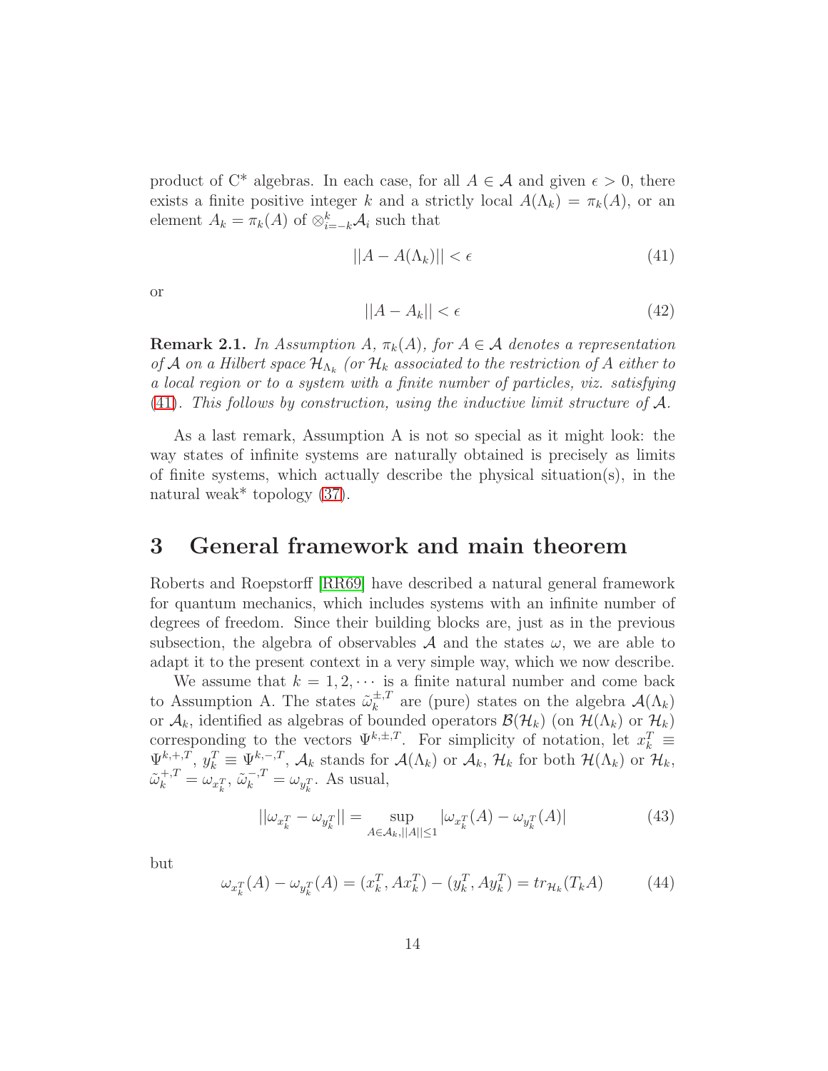product of C* algebras. In each case, for all $A \in \mathcal{A}$ and given $\epsilon > 0$, there exists a finite positive integer $k$ and a strictly local $A(\Lambda_k) = \pi_k(A)$, or an element $A_k = \pi_k(A)$ of $\otimes_{i=-k}^{k} \mathcal{A}_i$ such that

$$||A - A(\Lambda_k)|| < \epsilon \tag{41}$$

or

$$||A - A_k|| < \epsilon \tag{42}$$

**Remark 2.1.** *In Assumption A, $\pi_k(A)$, for $A \in \mathcal{A}$ denotes a representation of $\mathcal{A}$ on a Hilbert space $\mathcal{H}_{\Lambda_k}$ (or $\mathcal{H}_k$ associated to the restriction of $A$ either to a local region or to a system with a finite number of particles, viz. satisfying (41). This follows by construction, using the inductive limit structure of $\mathcal{A}$.*

As a last remark, Assumption A is not so special as it might look: the way states of infinite systems are naturally obtained is precisely as limits of finite systems, which actually describe the physical situation(s), in the natural weak* topology (37).

# 3 General framework and main theorem

Roberts and Roepstorff [RR69] have described a natural general framework for quantum mechanics, which includes systems with an infinite number of degrees of freedom. Since their building blocks are, just as in the previous subsection, the algebra of observables $\mathcal{A}$ and the states $\omega$, we are able to adapt it to the present context in a very simple way, which we now describe.

We assume that $k = 1, 2, \cdots$ is a finite natural number and come back to Assumption A. The states $\tilde{\omega}_k^{\pm,T}$ are (pure) states on the algebra $\mathcal{A}(\Lambda_k)$ or $\mathcal{A}_k$, identified as algebras of bounded operators $\mathcal{B}(\mathcal{H}_k)$ (on $\mathcal{H}(\Lambda_k)$ or $\mathcal{H}_k$) corresponding to the vectors $\Psi^{k,\pm,T}$. For simplicity of notation, let $x_k^T \equiv \Psi^{k,+,T}$, $y_k^T \equiv \Psi^{k,-,T}$, $\mathcal{A}_k$ stands for $\mathcal{A}(\Lambda_k)$ or $\mathcal{A}_k$, $\mathcal{H}_k$ for both $\mathcal{H}(\Lambda_k)$ or $\mathcal{H}_k$, $\tilde{\omega}_k^{+,T} = \omega_{x_k^T}$, $\tilde{\omega}_k^{-,T} = \omega_{y_k^T}$. As usual,

$$||\omega_{x_k^T} - \omega_{y_k^T}|| = \sup_{A \in \mathcal{A}_k, ||A|| \leq 1} |\omega_{x_k^T}(A) - \omega_{y_k^T}(A)| \tag{43}$$

but

$$\omega_{x_k^T}(A) - \omega_{y_k^T}(A) = (x_k^T, A x_k^T) - (y_k^T, A y_k^T) = tr_{\mathcal{H}_k}(T_k A) \tag{44}$$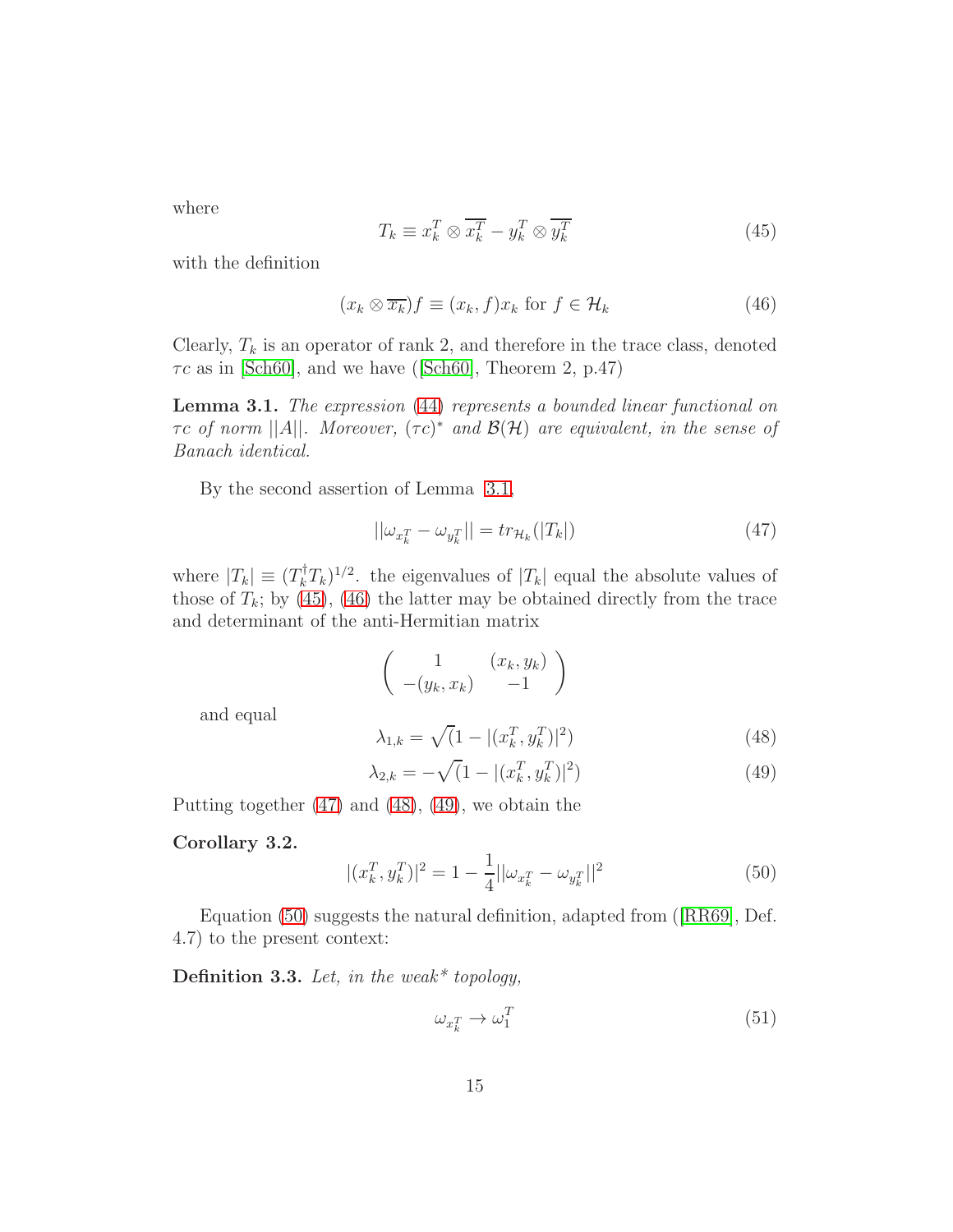where

$$T_k \equiv x_k^T \otimes \overline{x_k^T} - y_k^T \otimes \overline{y_k^T} \tag{45}$$

with the definition

$$(x_k \otimes \overline{x_k})f \equiv (x_k, f)x_k \text{ for } f \in \mathcal{H}_k \tag{46}$$

Clearly, $T_k$ is an operator of rank 2, and therefore in the trace class, denoted $\tau c$ as in [Sch60], and we have ([Sch60], Theorem 2, p.47)

**Lemma 3.1.** *The expression (44) represents a bounded linear functional on $\tau c$ of norm $||A||$. Moreover, $(\tau c)^*$ and $\mathcal{B}(\mathcal{H})$ are equivalent, in the sense of Banach identical.*

By the second assertion of Lemma 3.1,

$$||\omega_{x_k^T} - \omega_{y_k^T}|| = tr_{\mathcal{H}_k}(|T_k|) \tag{47}$$

where $|T_k| \equiv (T_k^\dagger T_k)^{1/2}$. the eigenvalues of $|T_k|$ equal the absolute values of those of $T_k$; by (45), (46) the latter may be obtained directly from the trace and determinant of the anti-Hermitian matrix

$$\begin{pmatrix} 1 & (x_k, y_k) \\ -(y_k, x_k) & -1 \end{pmatrix}$$

and equal

$$\lambda_{1,k} = \sqrt(1 - |(x_k^T, y_k^T)|^2) \tag{48}$$

$$\lambda_{2,k} = -\sqrt(1 - |(x_k^T, y_k^T)|^2) \tag{49}$$

Putting together (47) and (48), (49), we obtain the

**Corollary 3.2.**

$$|(x_k^T, y_k^T)|^2 = 1 - \frac{1}{4}||\omega_{x_k^T} - \omega_{y_k^T}||^2 \tag{50}$$

Equation (50) suggests the natural definition, adapted from ([RR69], Def. 4.7) to the present context:

**Definition 3.3.** *Let, in the weak\* topology,*

$$\omega_{x_k^T} \to \omega_1^T \tag{51}$$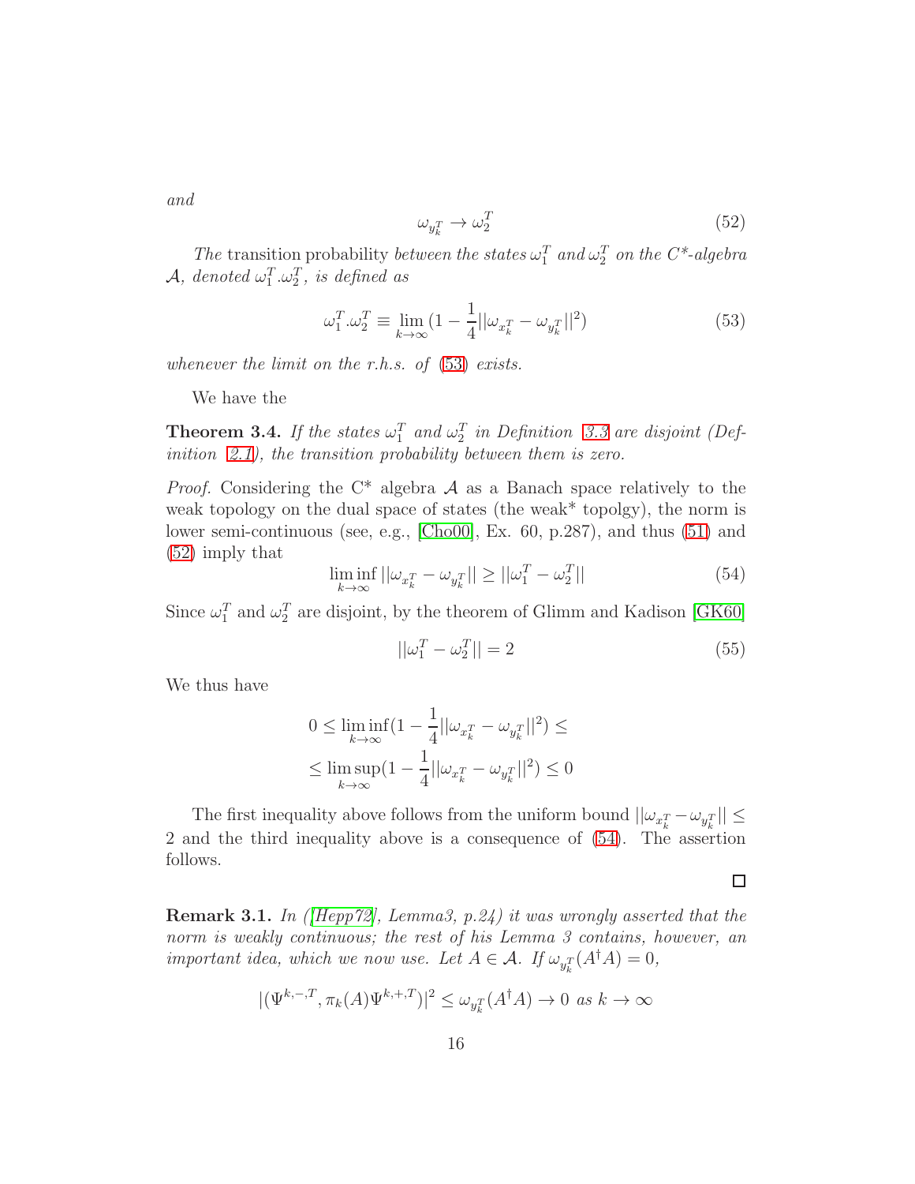*and*

$$\omega_{y_k^T} \to \omega_2^T \tag{52}$$

*The* transition probability *between the states* $\omega_1^T$ *and* $\omega_2^T$ *on the C\*-algebra* $\mathcal{A}$*, denoted* $\omega_1^T.\omega_2^T$*, is defined as*

$$\omega_1^T.\omega_2^T \equiv \lim_{k\to\infty}(1 - \frac{1}{4}||\omega_{x_k^T} - \omega_{y_k^T}||^2) \tag{53}$$

*whenever the limit on the r.h.s. of* (53) *exists.*

We have the

**Theorem 3.4.** *If the states* $\omega_1^T$ *and* $\omega_2^T$ *in Definition 3.3 are disjoint (Definition 2.1), the transition probability between them is zero.*

*Proof.* Considering the C\* algebra $\mathcal{A}$ as a Banach space relatively to the weak topology on the dual space of states (the weak\* topolgy), the norm is lower semi-continuous (see, e.g., [Cho00], Ex. 60, p.287), and thus (51) and (52) imply that

$$\liminf_{k\to\infty} ||\omega_{x_k^T} - \omega_{y_k^T}|| \geq ||\omega_1^T - \omega_2^T|| \tag{54}$$

Since $\omega_1^T$ and $\omega_2^T$ are disjoint, by the theorem of Glimm and Kadison [GK60]

$$||\omega_1^T - \omega_2^T|| = 2 \tag{55}$$

We thus have

$$0 \leq \liminf_{k\to\infty}(1 - \frac{1}{4}||\omega_{x_k^T} - \omega_{y_k^T}||^2) \leq$$
$$\leq \limsup_{k\to\infty}(1 - \frac{1}{4}||\omega_{x_k^T} - \omega_{y_k^T}||^2) \leq 0$$

The first inequality above follows from the uniform bound $||\omega_{x_k^T} - \omega_{y_k^T}|| \leq 2$ and the third inequality above is a consequence of (54). The assertion follows.

∎

**Remark 3.1.** *In ([Hepp72], Lemma3, p.24) it was wrongly asserted that the norm is weakly continuous; the rest of his Lemma 3 contains, however, an important idea, which we now use. Let* $A \in \mathcal{A}$*. If* $\omega_{y_k^T}(A^\dagger A) = 0$*,*

$$|(\Psi^{k,-,T}, \pi_k(A)\Psi^{k,+,T})|^2 \leq \omega_{y_k^T}(A^\dagger A) \to 0 \text{ as } k \to \infty$$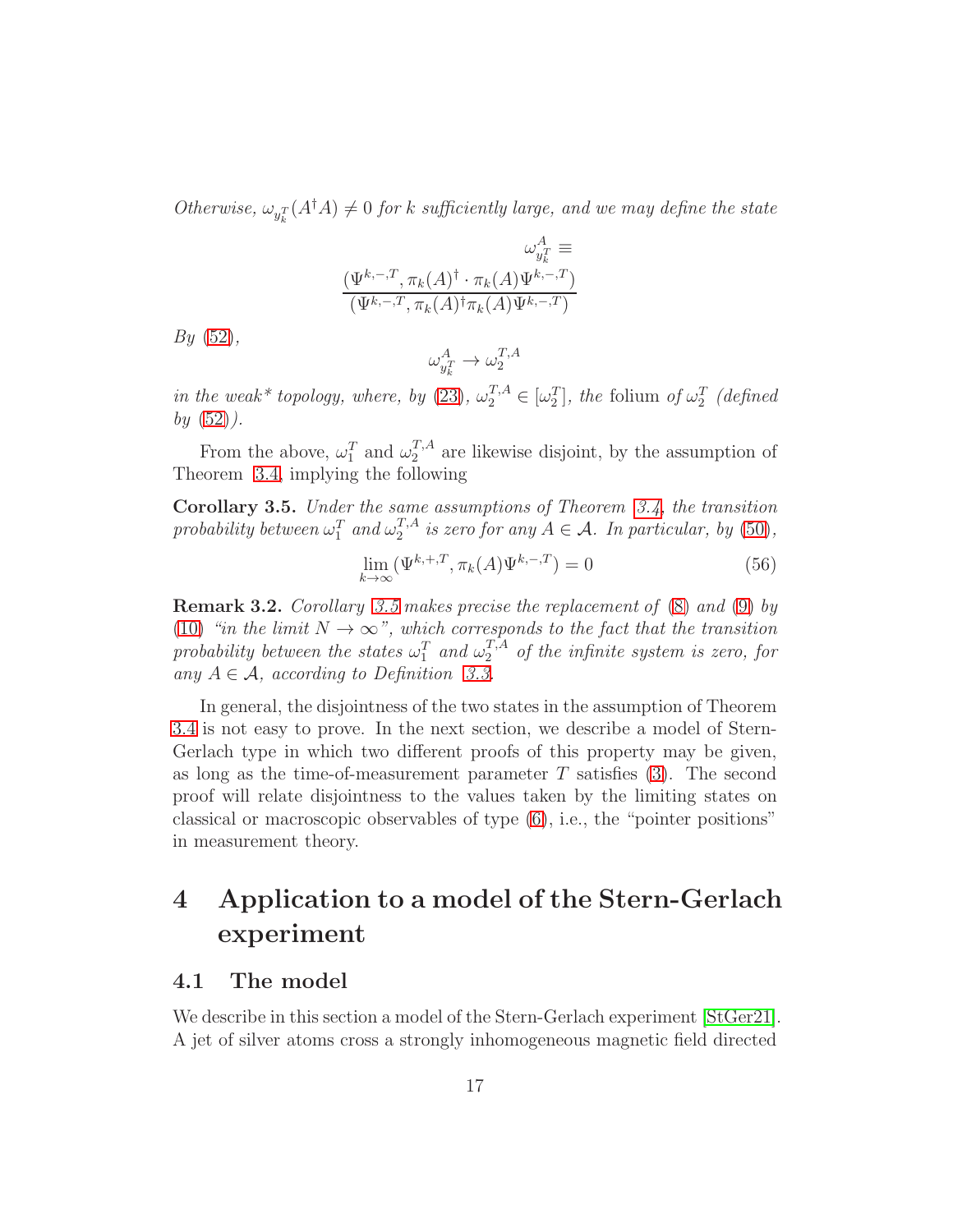*Otherwise, $\omega_{y_k^T}(A^\dagger A) \neq 0$ for $k$ sufficiently large, and we may define the state*

$$\omega_{y_k^T}^A \equiv \frac{(\Psi^{k,-,T}, \pi_k(A)^\dagger \cdot \pi_k(A)\Psi^{k,-,T})}{(\Psi^{k,-,T}, \pi_k(A)^\dagger \pi_k(A)\Psi^{k,-,T})}$$

*By* (52),

$$\omega_{y_k^T}^A \to \omega_2^{T,A}$$

*in the weak\* topology, where, by* (23)*, $\omega_2^{T,A} \in [\omega_2^T]$, the* folium *of $\omega_2^T$ (defined by* (52)*).*

From the above, $\omega_1^T$ and $\omega_2^{T,A}$ are likewise disjoint, by the assumption of Theorem 3.4, implying the following

**Corollary 3.5.** *Under the same assumptions of Theorem 3.4, the transition probability between $\omega_1^T$ and $\omega_2^{T,A}$ is zero for any $A \in \mathcal{A}$. In particular, by* (50)*,*

$$\lim_{k\to\infty}(\Psi^{k,+,T}, \pi_k(A)\Psi^{k,-,T}) = 0 \tag{56}$$

**Remark 3.2.** *Corollary 3.5 makes precise the replacement of* (8) *and* (9) *by* (10) *"in the limit $N \to \infty$", which corresponds to the fact that the transition probability between the states $\omega_1^T$ and $\omega_2^{T,A}$ of the infinite system is zero, for any $A \in \mathcal{A}$, according to Definition 3.3.*

In general, the disjointness of the two states in the assumption of Theorem 3.4 is not easy to prove. In the next section, we describe a model of Stern-Gerlach type in which two different proofs of this property may be given, as long as the time-of-measurement parameter $T$ satisfies (3). The second proof will relate disjointness to the values taken by the limiting states on classical or macroscopic observables of type (6), i.e., the "pointer positions" in measurement theory.

# 4 Application to a model of the Stern-Gerlach experiment

## 4.1 The model

We describe in this section a model of the Stern-Gerlach experiment [StGer21]. A jet of silver atoms cross a strongly inhomogeneous magnetic field directed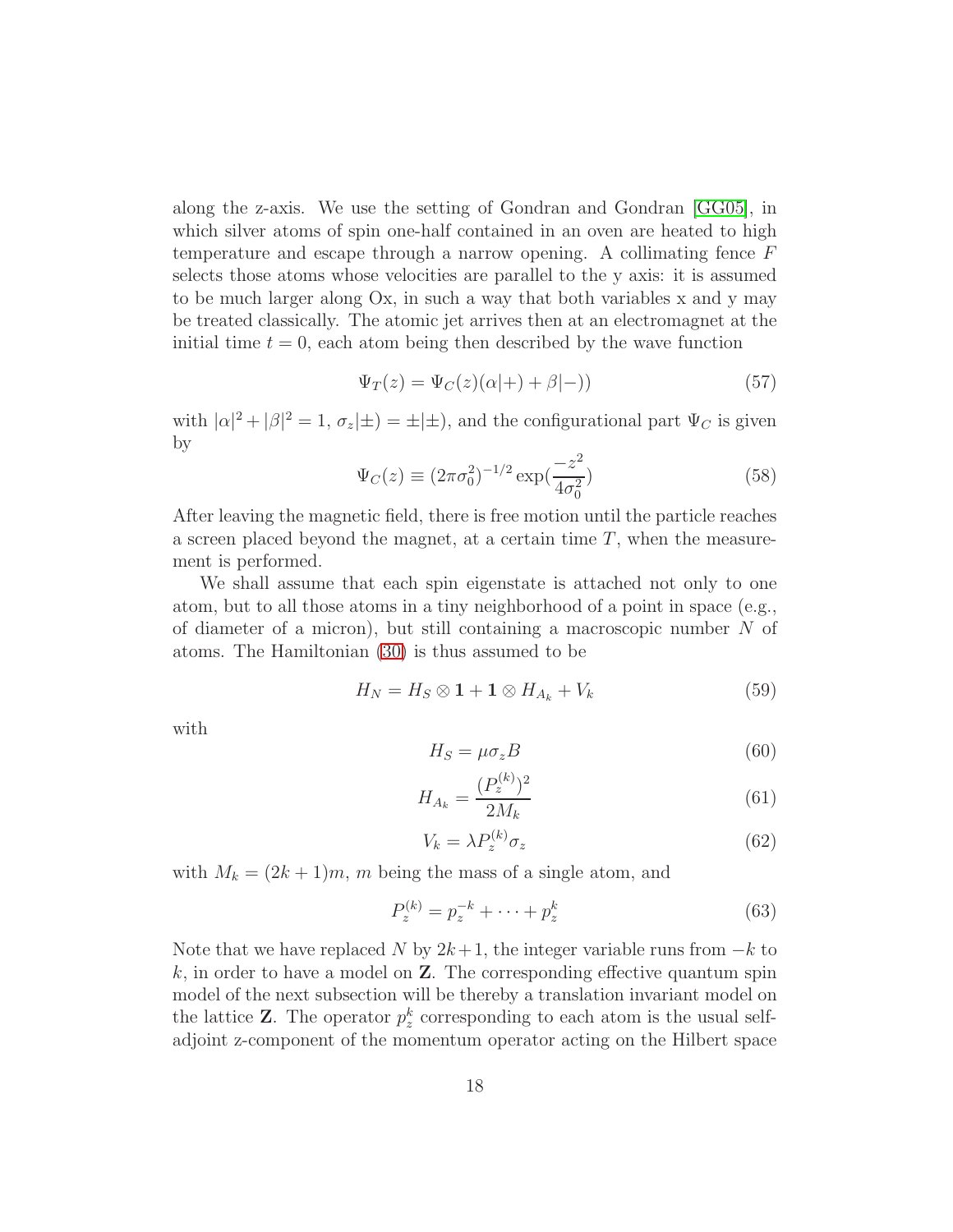along the z-axis. We use the setting of Gondran and Gondran [GG05], in which silver atoms of spin one-half contained in an oven are heated to high temperature and escape through a narrow opening. A collimating fence $F$ selects those atoms whose velocities are parallel to the y axis: it is assumed to be much larger along Ox, in such a way that both variables x and y may be treated classically. The atomic jet arrives then at an electromagnet at the initial time $t = 0$, each atom being then described by the wave function

$$\Psi_T(z) = \Psi_C(z)(\alpha|+) + \beta|-)) \tag{57}$$

with $|\alpha|^2 + |\beta|^2 = 1$, $\sigma_z|\pm) = \pm|\pm)$, and the configurational part $\Psi_C$ is given by

$$\Psi_C(z) \equiv (2\pi\sigma_0^2)^{-1/2} \exp(\frac{-z^2}{4\sigma_0^2}) \tag{58}$$

After leaving the magnetic field, there is free motion until the particle reaches a screen placed beyond the magnet, at a certain time $T$, when the measurement is performed.

We shall assume that each spin eigenstate is attached not only to one atom, but to all those atoms in a tiny neighborhood of a point in space (e.g., of diameter of a micron), but still containing a macroscopic number $N$ of atoms. The Hamiltonian (30) is thus assumed to be

$$H_N = H_S \otimes \mathbf{1} + \mathbf{1} \otimes H_{A_k} + V_k \tag{59}$$

with

$$H_S = \mu\sigma_z B \tag{60}$$

$$H_{A_k} = \frac{(P_z^{(k)})^2}{2M_k} \tag{61}$$

$$V_k = \lambda P_z^{(k)} \sigma_z \tag{62}$$

with $M_k = (2k+1)m$, $m$ being the mass of a single atom, and

$$P_z^{(k)} = p_z^{-k} + \cdots + p_z^k \tag{63}$$

Note that we have replaced $N$ by $2k+1$, the integer variable runs from $-k$ to $k$, in order to have a model on $\mathbf{Z}$. The corresponding effective quantum spin model of the next subsection will be thereby a translation invariant model on the lattice $\mathbf{Z}$. The operator $p_z^k$ corresponding to each atom is the usual self-adjoint z-component of the momentum operator acting on the Hilbert space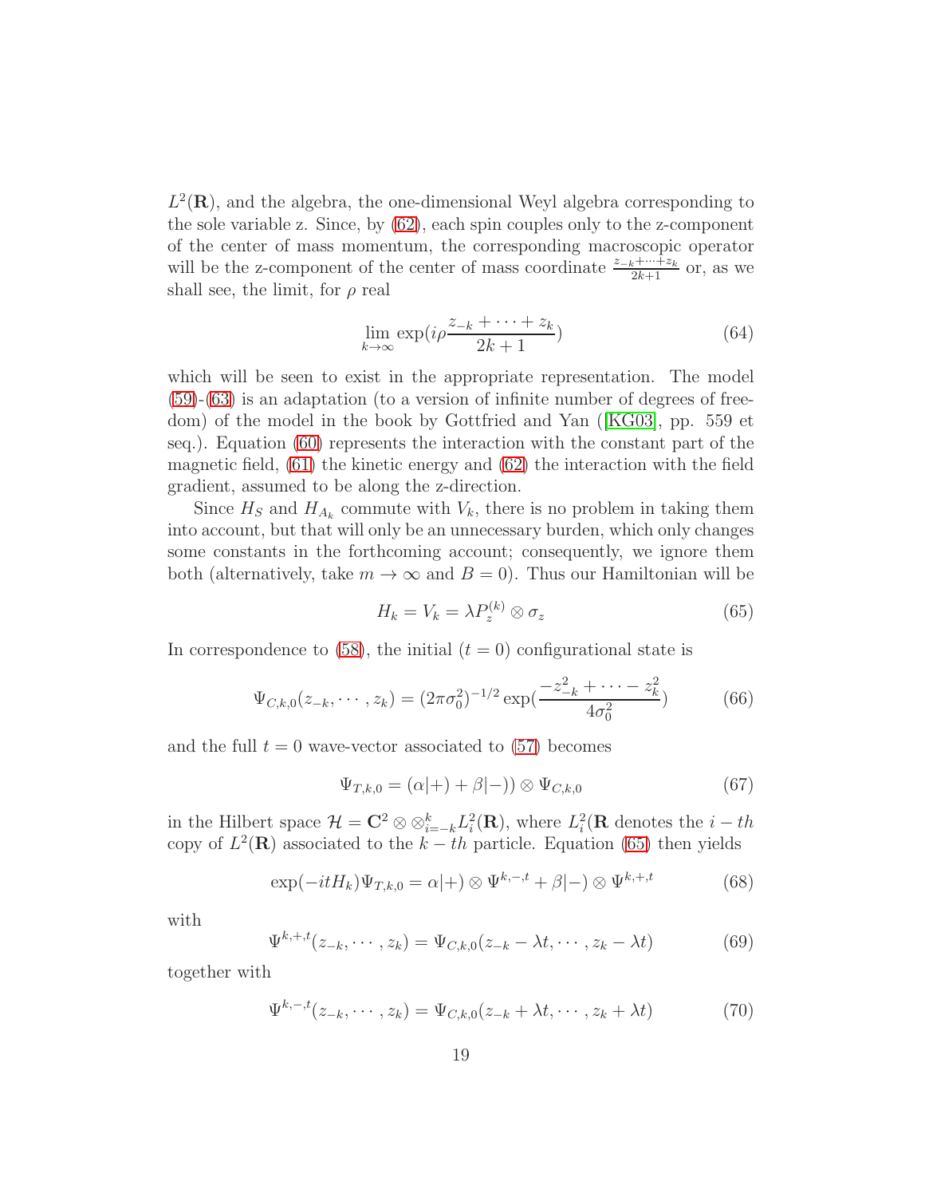$L^2(\mathbf{R})$, and the algebra, the one-dimensional Weyl algebra corresponding to the sole variable z. Since, by (62), each spin couples only to the z-component of the center of mass momentum, the corresponding macroscopic operator will be the z-component of the center of mass coordinate $\frac{z_{-k}+\cdots+z_k}{2k+1}$ or, as we shall see, the limit, for $\rho$ real

$$\lim_{k\to\infty} \exp(i\rho\frac{z_{-k}+\cdots+z_k}{2k+1}) \tag{64}$$

which will be seen to exist in the appropriate representation. The model (59)-(63) is an adaptation (to a version of infinite number of degrees of freedom) of the model in the book by Gottfried and Yan ([KG03], pp. 559 et seq.). Equation (60) represents the interaction with the constant part of the magnetic field, (61) the kinetic energy and (62) the interaction with the field gradient, assumed to be along the z-direction.

Since $H_S$ and $H_{A_k}$ commute with $V_k$, there is no problem in taking them into account, but that will only be an unnecessary burden, which only changes some constants in the forthcoming account; consequently, we ignore them both (alternatively, take $m\to\infty$ and $B=0$). Thus our Hamiltonian will be

$$H_k = V_k = \lambda P_z^{(k)} \otimes \sigma_z \tag{65}$$

In correspondence to (58), the initial ($t=0$) configurational state is

$$\Psi_{C,k,0}(z_{-k},\cdots,z_k) = (2\pi\sigma_0^2)^{-1/2}\exp(\frac{-z_{-k}^2+\cdots-z_k^2}{4\sigma_0^2}) \tag{66}$$

and the full $t=0$ wave-vector associated to (57) becomes

$$\Psi_{T,k,0} = (\alpha|+)+\beta|-))\otimes\Psi_{C,k,0} \tag{67}$$

in the Hilbert space $\mathcal{H} = \mathbf{C}^2 \otimes \otimes_{i=-k}^{k} L_i^2(\mathbf{R})$, where $L_i^2(\mathbf{R}$ denotes the $i-th$ copy of $L^2(\mathbf{R})$ associated to the $k-th$ particle. Equation (65) then yields

$$\exp(-itH_k)\Psi_{T,k,0} = \alpha|+)\otimes\Psi^{k,-,t} + \beta|-)\otimes\Psi^{k,+,t} \tag{68}$$

with

$$\Psi^{k,+,t}(z_{-k},\cdots,z_k) = \Psi_{C,k,0}(z_{-k}-\lambda t,\cdots,z_k-\lambda t) \tag{69}$$

together with

$$\Psi^{k,-,t}(z_{-k},\cdots,z_k) = \Psi_{C,k,0}(z_{-k}+\lambda t,\cdots,z_k+\lambda t) \tag{70}$$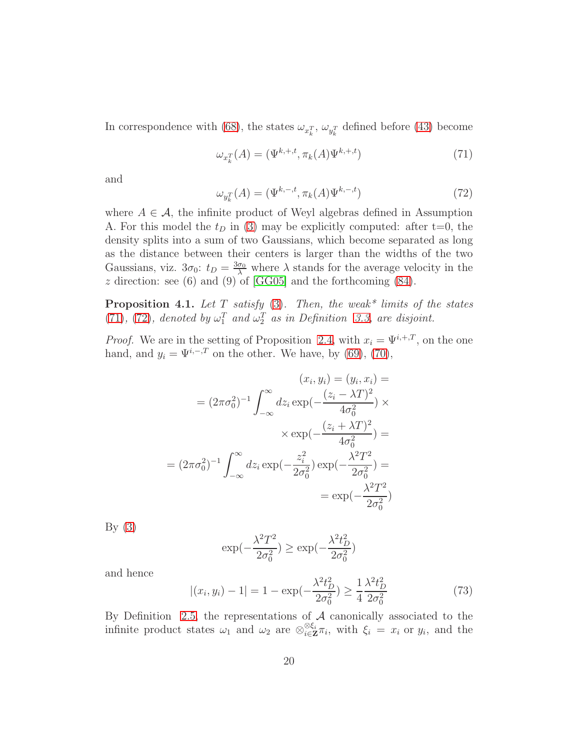In correspondence with (68), the states $\omega_{x_k^T}$, $\omega_{y_k^T}$ defined before (43) become

$$\omega_{x_k^T}(A) = (\Psi^{k,+,t}, \pi_k(A)\Psi^{k,+,t}) \tag{71}$$

and

$$\omega_{y_k^T}(A) = (\Psi^{k,-,t}, \pi_k(A)\Psi^{k,-,t}) \tag{72}$$

where $A \in \mathcal{A}$, the infinite product of Weyl algebras defined in Assumption A. For this model the $t_D$ in (3) may be explicitly computed: after t=0, the density splits into a sum of two Gaussians, which become separated as long as the distance between their centers is larger than the widths of the two Gaussians, viz. $3\sigma_0$: $t_D = \frac{3\sigma_0}{\lambda}$ where $\lambda$ stands for the average velocity in the $z$ direction: see (6) and (9) of [GG05] and the forthcoming (84).

**Proposition 4.1.** *Let $T$ satisfy* (3). *Then, the weak\* limits of the states* (71), (72), *denoted by $\omega_1^T$ and $\omega_2^T$ as in Definition 3.3, are disjoint.*

*Proof.* We are in the setting of Proposition 2.4, with $x_i = \Psi^{i,+,T}$, on the one hand, and $y_i = \Psi^{i,-,T}$ on the other. We have, by (69), (70),

$$\begin{aligned}
&(x_i, y_i) = (y_i, x_i) = \\
&= (2\pi\sigma_0^2)^{-1} \int_{-\infty}^{\infty} dz_i \exp(-\frac{(z_i - \lambda T)^2}{4\sigma_0^2}) \times \\
&\times \exp(-\frac{(z_i + \lambda T)^2}{4\sigma_0^2}) = \\
&= (2\pi\sigma_0^2)^{-1} \int_{-\infty}^{\infty} dz_i \exp(-\frac{z_i^2}{2\sigma_0^2}) \exp(-\frac{\lambda^2 T^2}{2\sigma_0^2}) = \\
&= \exp(-\frac{\lambda^2 T^2}{2\sigma_0^2})
\end{aligned}$$

By (3)

$$\exp(-\frac{\lambda^2 T^2}{2\sigma_0^2}) \geq \exp(-\frac{\lambda^2 t_D^2}{2\sigma_0^2})$$

and hence

$$|(x_i, y_i) - 1| = 1 - \exp(-\frac{\lambda^2 t_D^2}{2\sigma_0^2}) \geq \frac{1}{4}\frac{\lambda^2 t_D^2}{2\sigma_0^2} \tag{73}$$

By Definition 2.5, the representations of $\mathcal{A}$ canonically associated to the infinite product states $\omega_1$ and $\omega_2$ are $\otimes_{i\in\mathbf{Z}}^{\otimes\xi_i}\pi_i$, with $\xi_i = x_i$ or $y_i$, and the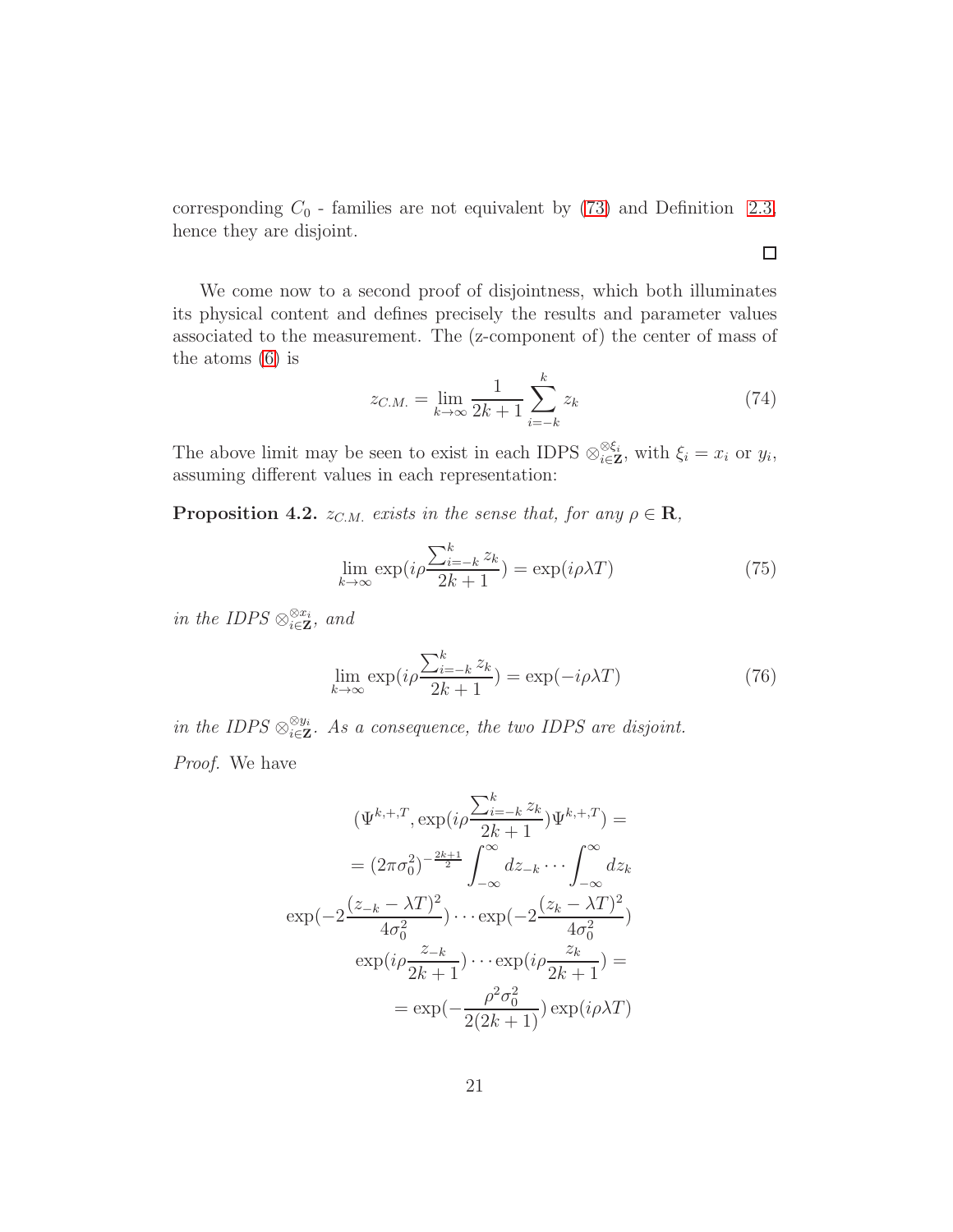corresponding $C_0$ - families are not equivalent by (73) and Definition 2.3, hence they are disjoint.

□

We come now to a second proof of disjointness, which both illuminates its physical content and defines precisely the results and parameter values associated to the measurement. The (z-component of) the center of mass of the atoms (6) is

$$z_{C.M.} = \lim_{k\to\infty} \frac{1}{2k+1} \sum_{i=-k}^{k} z_k \tag{74}$$

The above limit may be seen to exist in each IDPS $\otimes_{i\in\mathbf{Z}}^{\otimes \xi_i}$, with $\xi_i = x_i$ or $y_i$, assuming different values in each representation:

**Proposition 4.2.** *$z_{C.M.}$ exists in the sense that, for any $\rho \in \mathbf{R}$,*

$$\lim_{k\to\infty} \exp(i\rho \frac{\sum_{i=-k}^{k} z_k}{2k+1}) = \exp(i\rho\lambda T) \tag{75}$$

*in the IDPS $\otimes_{i\in\mathbf{Z}}^{\otimes x_i}$, and*

$$\lim_{k\to\infty} \exp(i\rho \frac{\sum_{i=-k}^{k} z_k}{2k+1}) = \exp(-i\rho\lambda T) \tag{76}$$

*in the IDPS $\otimes_{i\in\mathbf{Z}}^{\otimes y_i}$. As a consequence, the two IDPS are disjoint.*

*Proof.* We have

$$
\begin{gathered}
(\Psi^{k,+,T}, \exp(i\rho \frac{\sum_{i=-k}^{k} z_k}{2k+1})\Psi^{k,+,T}) = \\
= (2\pi\sigma_0^2)^{-\frac{2k+1}{2}} \int_{-\infty}^{\infty} dz_{-k} \cdots \int_{-\infty}^{\infty} dz_k \\
\exp(-2\frac{(z_{-k}-\lambda T)^2}{4\sigma_0^2}) \cdots \exp(-2\frac{(z_k-\lambda T)^2}{4\sigma_0^2}) \\
\exp(i\rho \frac{z_{-k}}{2k+1}) \cdots \exp(i\rho \frac{z_k}{2k+1}) = \\
= \exp(-\frac{\rho^2\sigma_0^2}{2(2k+1)}) \exp(i\rho\lambda T)
\end{gathered}
$$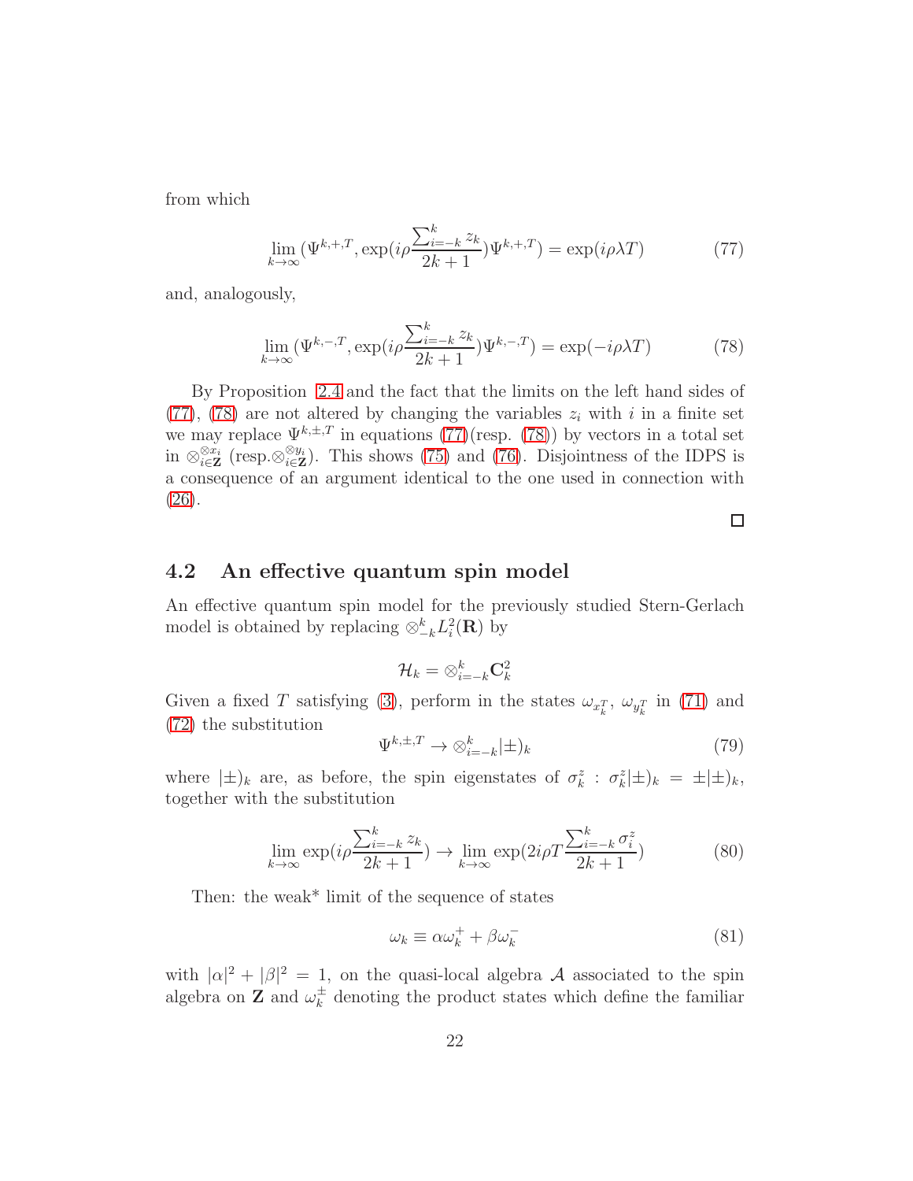from which

$$\lim_{k\to\infty}(\Psi^{k,+,T}, \exp(i\rho\frac{\sum_{i=-k}^{k} z_k}{2k+1})\Psi^{k,+,T}) = \exp(i\rho\lambda T) \tag{77}$$

and, analogously,

$$\lim_{k\to\infty}(\Psi^{k,-,T}, \exp(i\rho\frac{\sum_{i=-k}^{k} z_k}{2k+1})\Psi^{k,-,T}) = \exp(-i\rho\lambda T) \tag{78}$$

By Proposition 2.4 and the fact that the limits on the left hand sides of (77), (78) are not altered by changing the variables $z_i$ with $i$ in a finite set we may replace $\Psi^{k,\pm,T}$ in equations (77)(resp. (78)) by vectors in a total set in $\otimes_{i\in\mathbf{Z}}^{\otimes x_i}$ (resp.$\otimes_{i\in\mathbf{Z}}^{\otimes y_i}$). This shows (75) and (76). Disjointness of the IDPS is a consequence of an argument identical to the one used in connection with (26).

□

## 4.2 An effective quantum spin model

An effective quantum spin model for the previously studied Stern-Gerlach model is obtained by replacing $\otimes_{-k}^{k} L_i^2(\mathbf{R})$ by

$$\mathcal{H}_k = \otimes_{i=-k}^{k} \mathbf{C}_k^2$$

Given a fixed $T$ satisfying (3), perform in the states $\omega_{x_k^T}$, $\omega_{y_k^T}$ in (71) and (72) the substitution

$$\Psi^{k,\pm,T} \to \otimes_{i=-k}^{k} |\pm)_k \tag{79}$$

where $|\pm)_k$ are, as before, the spin eigenstates of $\sigma_k^z$ : $\sigma_k^z|\pm)_k = \pm|\pm)_k$, together with the substitution

$$\lim_{k\to\infty} \exp(i\rho\frac{\sum_{i=-k}^{k} z_k}{2k+1}) \to \lim_{k\to\infty} \exp(2i\rho T\frac{\sum_{i=-k}^{k} \sigma_i^z}{2k+1}) \tag{80}$$

Then: the weak* limit of the sequence of states

$$\omega_k \equiv \alpha\omega_k^+ + \beta\omega_k^- \tag{81}$$

with $|\alpha|^2 + |\beta|^2 = 1$, on the quasi-local algebra $\mathcal{A}$ associated to the spin algebra on $\mathbf{Z}$ and $\omega_k^\pm$ denoting the product states which define the familiar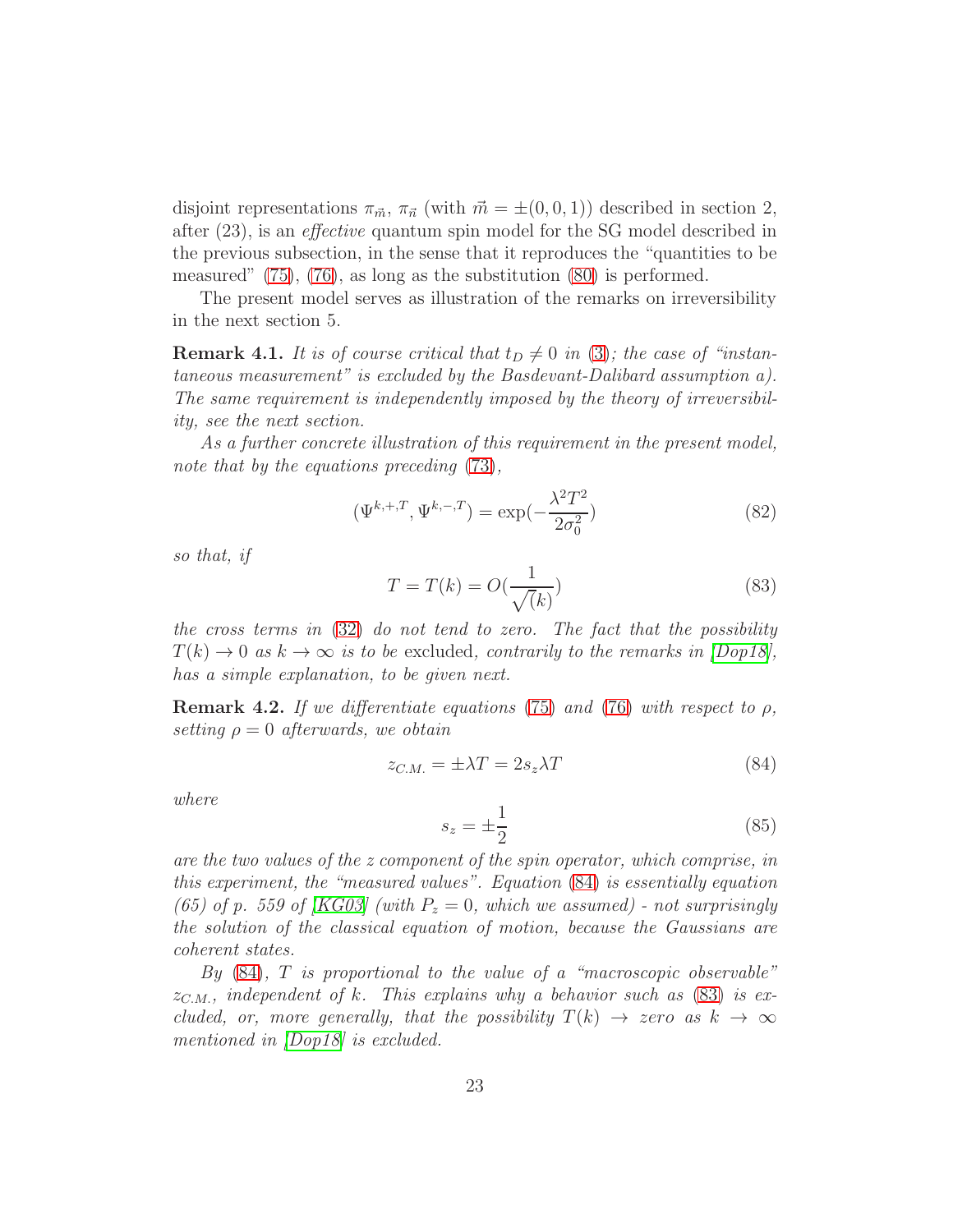disjoint representations $\pi_{\vec{m}}$, $\pi_{\vec{n}}$ (with $\vec{m} = \pm(0,0,1)$) described in section 2, after (23), is an *effective* quantum spin model for the SG model described in the previous subsection, in the sense that it reproduces the "quantities to be measured" (75), (76), as long as the substitution (80) is performed.

The present model serves as illustration of the remarks on irreversibility in the next section 5.

**Remark 4.1.** *It is of course critical that $t_D \neq 0$ in (3); the case of "instantaneous measurement" is excluded by the Basdevant-Dalibard assumption a). The same requirement is independently imposed by the theory of irreversibility, see the next section.*

*As a further concrete illustration of this requirement in the present model, note that by the equations preceding (73),*

$$(\Psi^{k,+,T}, \Psi^{k,-,T}) = \exp\left(-\frac{\lambda^2 T^2}{2\sigma_0^2}\right) \tag{82}$$

*so that, if*

$$T = T(k) = O\left(\frac{1}{\sqrt(k)}\right) \tag{83}$$

*the cross terms in (32) do not tend to zero. The fact that the possibility $T(k) \to 0$ as $k \to \infty$ is to be* excluded, *contrarily to the remarks in [Dop18], has a simple explanation, to be given next.*

**Remark 4.2.** *If we differentiate equations (75) and (76) with respect to $\rho$, setting $\rho = 0$ afterwards, we obtain*

$$z_{C.M.} = \pm\lambda T = 2 s_z \lambda T \tag{84}$$

*where*

$$s_z = \pm\frac{1}{2} \tag{85}$$

*are the two values of the z component of the spin operator, which comprise, in this experiment, the "measured values". Equation (84) is essentially equation (65) of p. 559 of [KG03] (with $P_z = 0$, which we assumed) - not surprisingly the solution of the classical equation of motion, because the Gaussians are coherent states.*

*By (84), $T$ is proportional to the value of a "macroscopic observable" $z_{C.M.}$, independent of $k$. This explains why a behavior such as (83) is excluded, or, more generally, that the possibility $T(k) \to$ zero as $k \to \infty$ mentioned in [Dop18] is excluded.*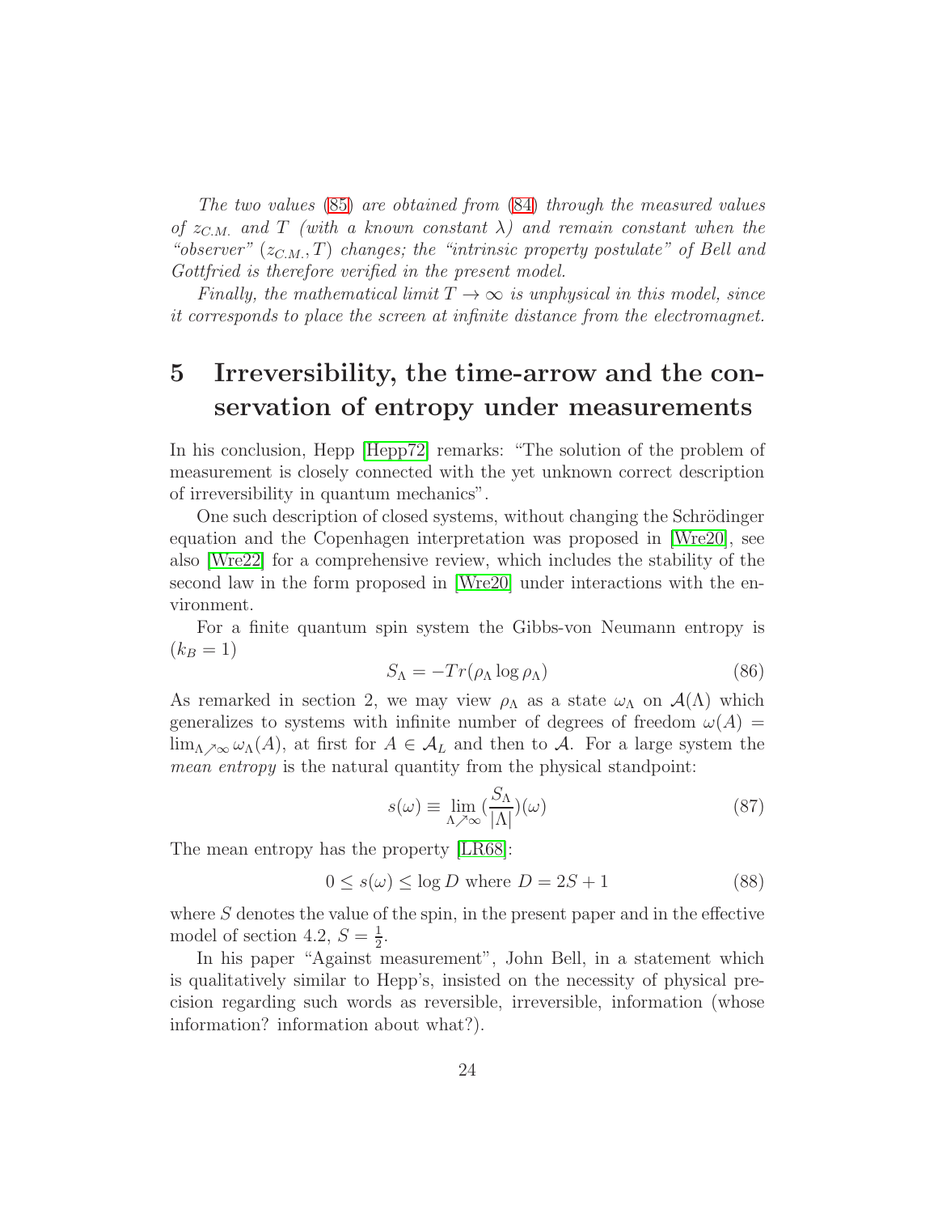*The two values (85) are obtained from (84) through the measured values of $z_{C.M.}$ and $T$ (with a known constant $\lambda$) and remain constant when the "observer" $(z_{C.M.}, T)$ changes; the "intrinsic property postulate" of Bell and Gottfried is therefore verified in the present model.*

*Finally, the mathematical limit $T \to \infty$ is unphysical in this model, since it corresponds to place the screen at infinite distance from the electromagnet.*

# 5 Irreversibility, the time-arrow and the conservation of entropy under measurements

In his conclusion, Hepp [Hepp72] remarks: "The solution of the problem of measurement is closely connected with the yet unknown correct description of irreversibility in quantum mechanics".

One such description of closed systems, without changing the Schrödinger equation and the Copenhagen interpretation was proposed in [Wre20], see also [Wre22] for a comprehensive review, which includes the stability of the second law in the form proposed in [Wre20] under interactions with the environment.

For a finite quantum spin system the Gibbs-von Neumann entropy is ($k_B = 1$)

$$S_\Lambda = -Tr(\rho_\Lambda \log \rho_\Lambda) \tag{86}$$

As remarked in section 2, we may view $\rho_\Lambda$ as a state $\omega_\Lambda$ on $\mathcal{A}(\Lambda)$ which generalizes to systems with infinite number of degrees of freedom $\omega(A) = \lim_{\Lambda \nearrow \infty} \omega_\Lambda(A)$, at first for $A \in \mathcal{A}_L$ and then to $\mathcal{A}$. For a large system the *mean entropy* is the natural quantity from the physical standpoint:

$$s(\omega) \equiv \lim_{\Lambda \nearrow \infty} (\frac{S_\Lambda}{|\Lambda|})(\omega) \tag{87}$$

The mean entropy has the property [LR68]:

$$0 \le s(\omega) \le \log D \text{ where } D = 2S + 1 \tag{88}$$

where $S$ denotes the value of the spin, in the present paper and in the effective model of section 4.2, $S = \frac{1}{2}$.

In his paper "Against measurement", John Bell, in a statement which is qualitatively similar to Hepp's, insisted on the necessity of physical precision regarding such words as reversible, irreversible, information (whose information? information about what?).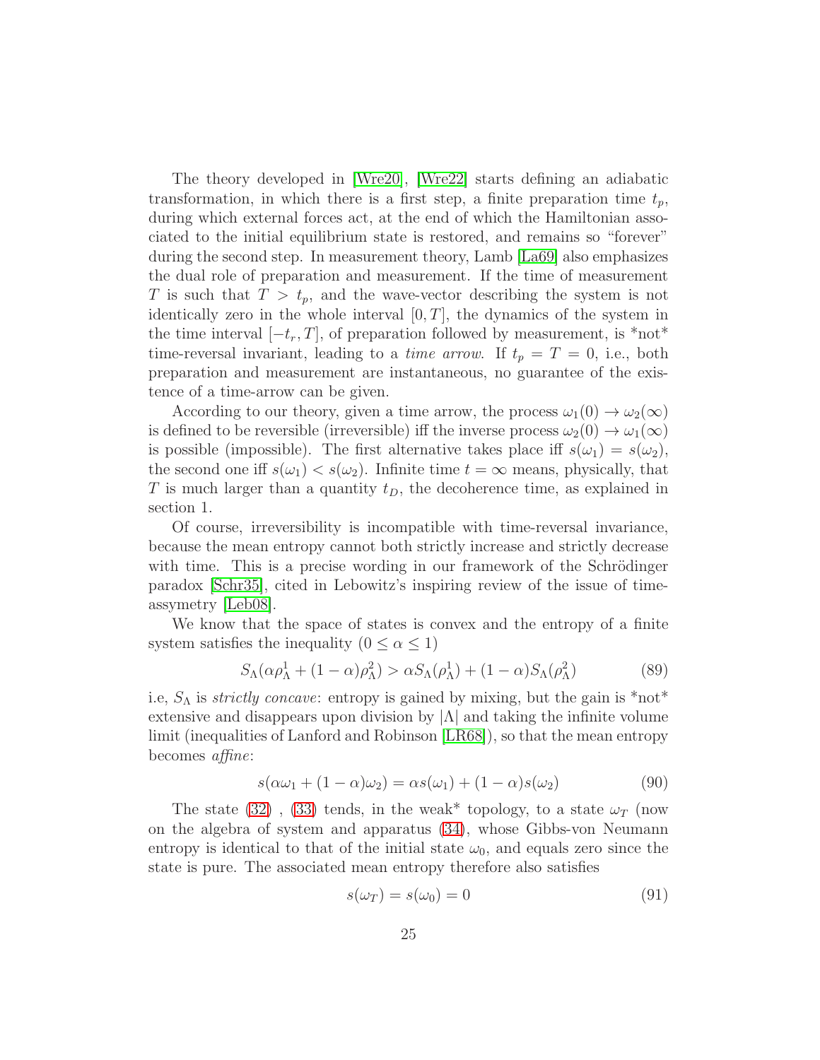The theory developed in [Wre20], [Wre22] starts defining an adiabatic transformation, in which there is a first step, a finite preparation time $t_p$, during which external forces act, at the end of which the Hamiltonian associated to the initial equilibrium state is restored, and remains so "forever" during the second step. In measurement theory, Lamb [La69] also emphasizes the dual role of preparation and measurement. If the time of measurement $T$ is such that $T > t_p$, and the wave-vector describing the system is not identically zero in the whole interval $[0, T]$, the dynamics of the system in the time interval $[-t_r, T]$, of preparation followed by measurement, is *not* time-reversal invariant, leading to a *time arrow*. If $t_p = T = 0$, i.e., both preparation and measurement are instantaneous, no guarantee of the existence of a time-arrow can be given.

According to our theory, given a time arrow, the process $\omega_1(0) \to \omega_2(\infty)$ is defined to be reversible (irreversible) iff the inverse process $\omega_2(0) \to \omega_1(\infty)$ is possible (impossible). The first alternative takes place iff $s(\omega_1) = s(\omega_2)$, the second one iff $s(\omega_1) < s(\omega_2)$. Infinite time $t = \infty$ means, physically, that $T$ is much larger than a quantity $t_D$, the decoherence time, as explained in section 1.

Of course, irreversibility is incompatible with time-reversal invariance, because the mean entropy cannot both strictly increase and strictly decrease with time. This is a precise wording in our framework of the Schrödinger paradox [Schr35], cited in Lebowitz's inspiring review of the issue of time-assymetry [Leb08].

We know that the space of states is convex and the entropy of a finite system satisfies the inequality ($0 \leq \alpha \leq 1$)

$$S_\Lambda(\alpha\rho_\Lambda^1 + (1-\alpha)\rho_\Lambda^2) > \alpha S_\Lambda(\rho_\Lambda^1) + (1-\alpha)S_\Lambda(\rho_\Lambda^2) \tag{89}$$

i.e, $S_\Lambda$ is *strictly concave*: entropy is gained by mixing, but the gain is *not* extensive and disappears upon division by $|\Lambda|$ and taking the infinite volume limit (inequalities of Lanford and Robinson [LR68]), so that the mean entropy becomes *affine*:

$$s(\alpha\omega_1 + (1-\alpha)\omega_2) = \alpha s(\omega_1) + (1-\alpha)s(\omega_2) \tag{90}$$

The state (32) , (33) tends, in the weak* topology, to a state $\omega_T$ (now on the algebra of system and apparatus (34), whose Gibbs-von Neumann entropy is identical to that of the initial state $\omega_0$, and equals zero since the state is pure. The associated mean entropy therefore also satisfies

$$s(\omega_T) = s(\omega_0) = 0 \tag{91}$$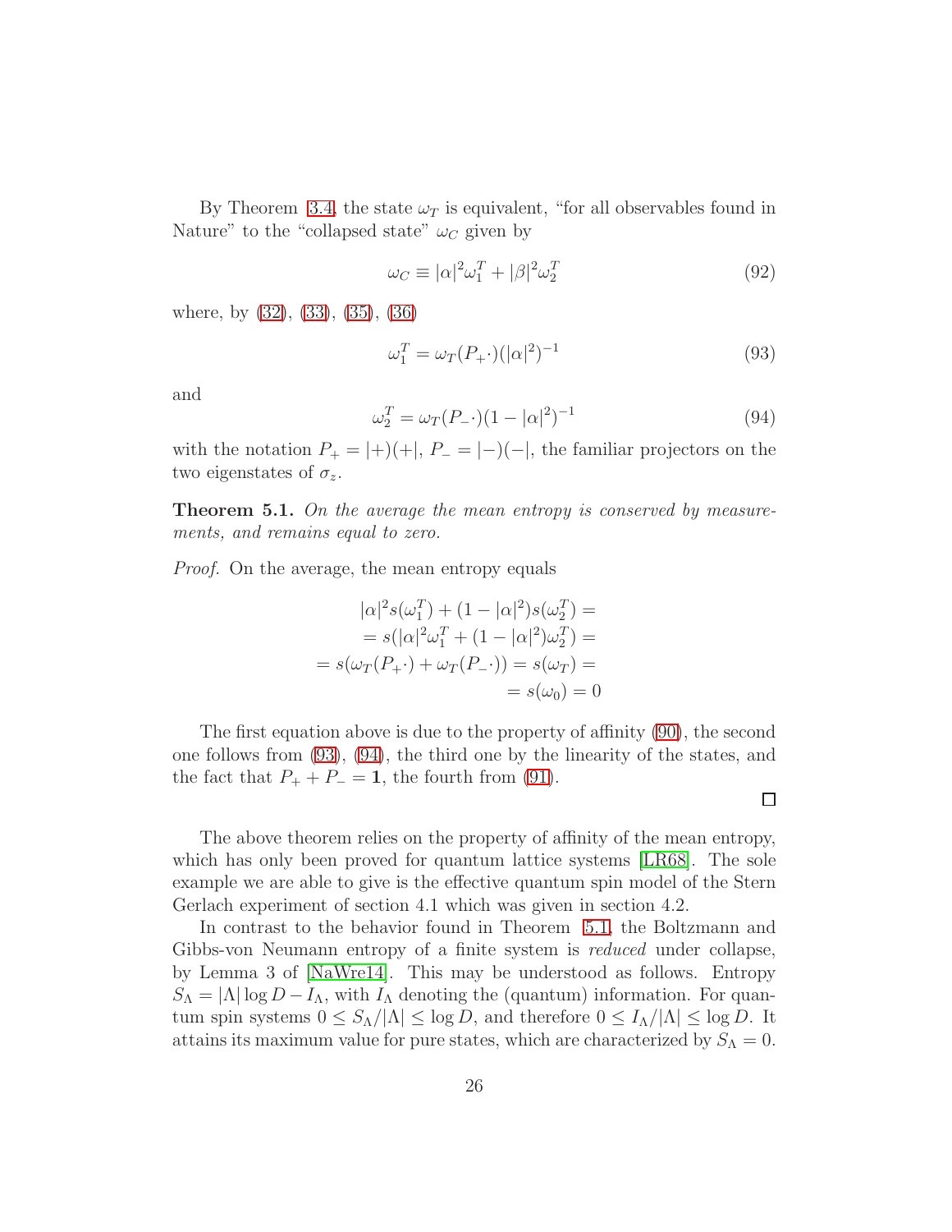By Theorem 3.4, the state $\omega_T$ is equivalent, "for all observables found in Nature" to the "collapsed state" $\omega_C$ given by

$$\omega_C \equiv |\alpha|^2 \omega_1^T + |\beta|^2 \omega_2^T \tag{92}$$

where, by (32), (33), (35), (36)

$$\omega_1^T = \omega_T(P_+ \cdot)(|\alpha|^2)^{-1} \tag{93}$$

and

$$\omega_2^T = \omega_T(P_- \cdot)(1 - |\alpha|^2)^{-1} \tag{94}$$

with the notation $P_+ = |+)(+|$, $P_- = |-)(-|$, the familiar projectors on the two eigenstates of $\sigma_z$.

**Theorem 5.1.** *On the average the mean entropy is conserved by measurements, and remains equal to zero.*

*Proof.* On the average, the mean entropy equals

$$\begin{aligned}
|\alpha|^2 s(\omega_1^T) + (1 - |\alpha|^2) s(\omega_2^T) &= \\
= s(|\alpha|^2 \omega_1^T + (1 - |\alpha|^2)\omega_2^T) &= \\
= s(\omega_T(P_+ \cdot) + \omega_T(P_- \cdot)) = s(\omega_T) &= \\
= s(\omega_0) &= 0
\end{aligned}$$

The first equation above is due to the property of affinity (90), the second one follows from (93), (94), the third one by the linearity of the states, and the fact that $P_+ + P_- = \mathbf{1}$, the fourth from (91).

□

The above theorem relies on the property of affinity of the mean entropy, which has only been proved for quantum lattice systems [LR68]. The sole example we are able to give is the effective quantum spin model of the Stern Gerlach experiment of section 4.1 which was given in section 4.2.

In contrast to the behavior found in Theorem 5.1, the Boltzmann and Gibbs-von Neumann entropy of a finite system is *reduced* under collapse, by Lemma 3 of [NaWre14]. This may be understood as follows. Entropy $S_\Lambda = |\Lambda| \log D - I_\Lambda$, with $I_\Lambda$ denoting the (quantum) information. For quantum spin systems $0 \le S_\Lambda/|\Lambda| \le \log D$, and therefore $0 \le I_\Lambda/|\Lambda| \le \log D$. It attains its maximum value for pure states, which are characterized by $S_\Lambda = 0$.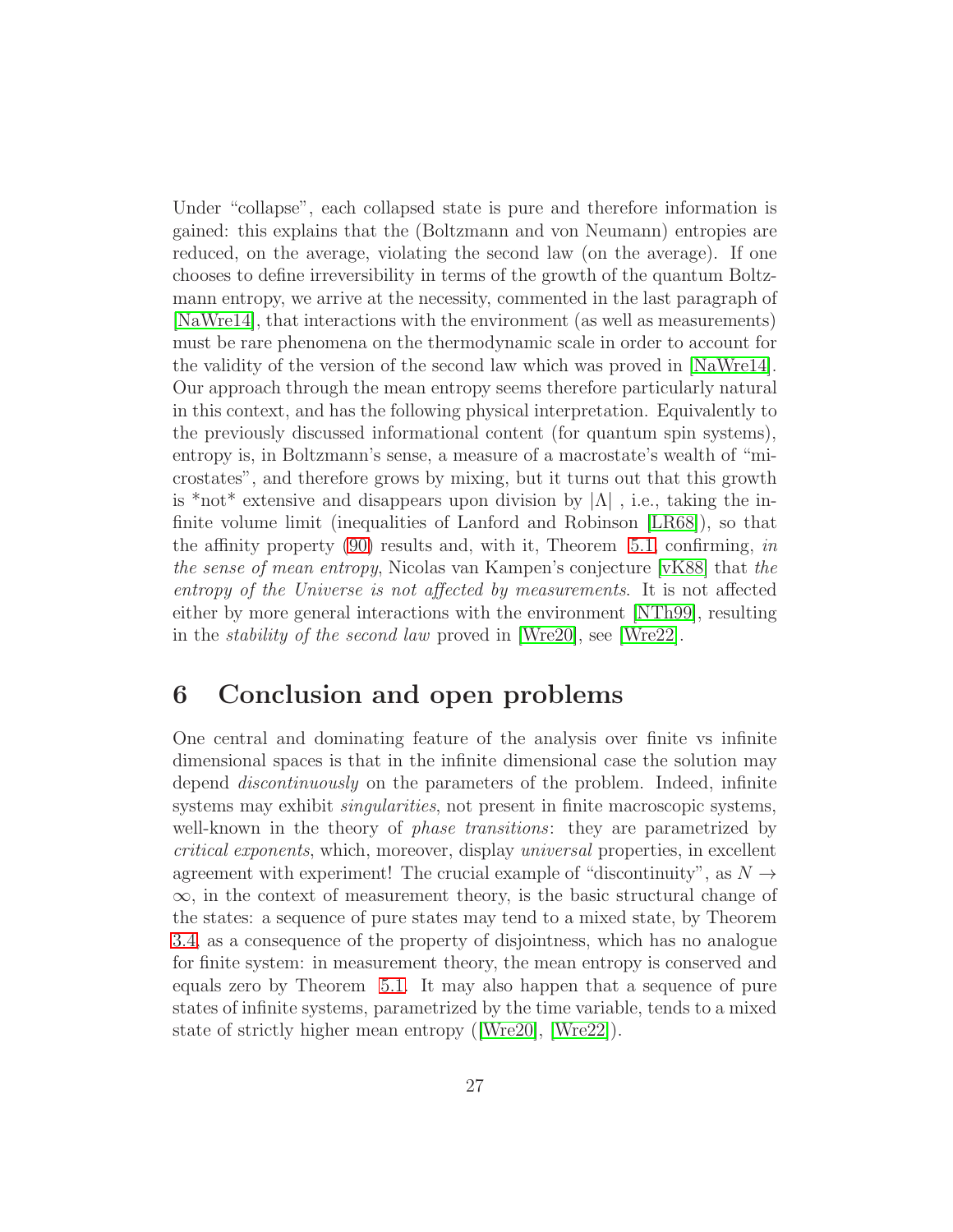Under "collapse", each collapsed state is pure and therefore information is gained: this explains that the (Boltzmann and von Neumann) entropies are reduced, on the average, violating the second law (on the average). If one chooses to define irreversibility in terms of the growth of the quantum Boltzmann entropy, we arrive at the necessity, commented in the last paragraph of [NaWre14], that interactions with the environment (as well as measurements) must be rare phenomena on the thermodynamic scale in order to account for the validity of the version of the second law which was proved in [NaWre14]. Our approach through the mean entropy seems therefore particularly natural in this context, and has the following physical interpretation. Equivalently to the previously discussed informational content (for quantum spin systems), entropy is, in Boltzmann's sense, a measure of a macrostate's wealth of "microstates", and therefore grows by mixing, but it turns out that this growth is *not* extensive and disappears upon division by $|\Lambda|$ , i.e., taking the infinite volume limit (inequalities of Lanford and Robinson [LR68]), so that the affinity property (90) results and, with it, Theorem 5.1 confirming, *in the sense of mean entropy*, Nicolas van Kampen's conjecture [vK88] that *the entropy of the Universe is not affected by measurements*. It is not affected either by more general interactions with the environment [NTh99], resulting in the *stability of the second law* proved in [Wre20], see [Wre22].

# 6 Conclusion and open problems

One central and dominating feature of the analysis over finite vs infinite dimensional spaces is that in the infinite dimensional case the solution may depend *discontinuously* on the parameters of the problem. Indeed, infinite systems may exhibit *singularities*, not present in finite macroscopic systems, well-known in the theory of *phase transitions*: they are parametrized by *critical exponents*, which, moreover, display *universal* properties, in excellent agreement with experiment! The crucial example of "discontinuity", as $N \to \infty$, in the context of measurement theory, is the basic structural change of the states: a sequence of pure states may tend to a mixed state, by Theorem 3.4, as a consequence of the property of disjointness, which has no analogue for finite system: in measurement theory, the mean entropy is conserved and equals zero by Theorem 5.1. It may also happen that a sequence of pure states of infinite systems, parametrized by the time variable, tends to a mixed state of strictly higher mean entropy ([Wre20], [Wre22]).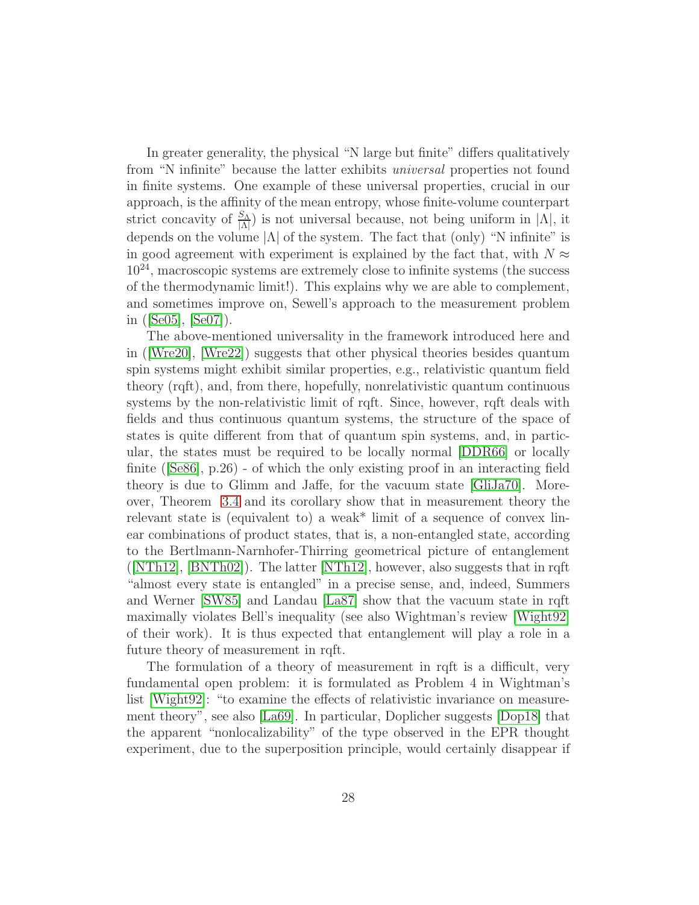In greater generality, the physical "N large but finite" differs qualitatively from "N infinite" because the latter exhibits *universal* properties not found in finite systems. One example of these universal properties, crucial in our approach, is the affinity of the mean entropy, whose finite-volume counterpart strict concavity of $\frac{S_\Lambda}{|\Lambda|}$) is not universal because, not being uniform in $|\Lambda|$, it depends on the volume $|\Lambda|$ of the system. The fact that (only) "N infinite" is in good agreement with experiment is explained by the fact that, with $N \approx 10^{24}$, macroscopic systems are extremely close to infinite systems (the success of the thermodynamic limit!). This explains why we are able to complement, and sometimes improve on, Sewell's approach to the measurement problem in ([Se05], [Se07]).

The above-mentioned universality in the framework introduced here and in ([Wre20], [Wre22]) suggests that other physical theories besides quantum spin systems might exhibit similar properties, e.g., relativistic quantum field theory (rqft), and, from there, hopefully, nonrelativistic quantum continuous systems by the non-relativistic limit of rqft. Since, however, rqft deals with fields and thus continuous quantum systems, the structure of the space of states is quite different from that of quantum spin systems, and, in particular, the states must be required to be locally normal [DDR66] or locally finite ([Se86], p.26) - of which the only existing proof in an interacting field theory is due to Glimm and Jaffe, for the vacuum state [GliJa70]. Moreover, Theorem 3.4 and its corollary show that in measurement theory the relevant state is (equivalent to) a weak* limit of a sequence of convex linear combinations of product states, that is, a non-entangled state, according to the Bertlmann-Narnhofer-Thirring geometrical picture of entanglement ([NTh12], [BNTh02]). The latter [NTh12], however, also suggests that in rqft "almost every state is entangled" in a precise sense, and, indeed, Summers and Werner [SW85] and Landau [La87] show that the vacuum state in rqft maximally violates Bell's inequality (see also Wightman's review [Wight92] of their work). It is thus expected that entanglement will play a role in a future theory of measurement in rqft.

The formulation of a theory of measurement in rqft is a difficult, very fundamental open problem: it is formulated as Problem 4 in Wightman's list [Wight92]: "to examine the effects of relativistic invariance on measurement theory", see also [La69]. In particular, Doplicher suggests [Dop18] that the apparent "nonlocalizability" of the type observed in the EPR thought experiment, due to the superposition principle, would certainly disappear if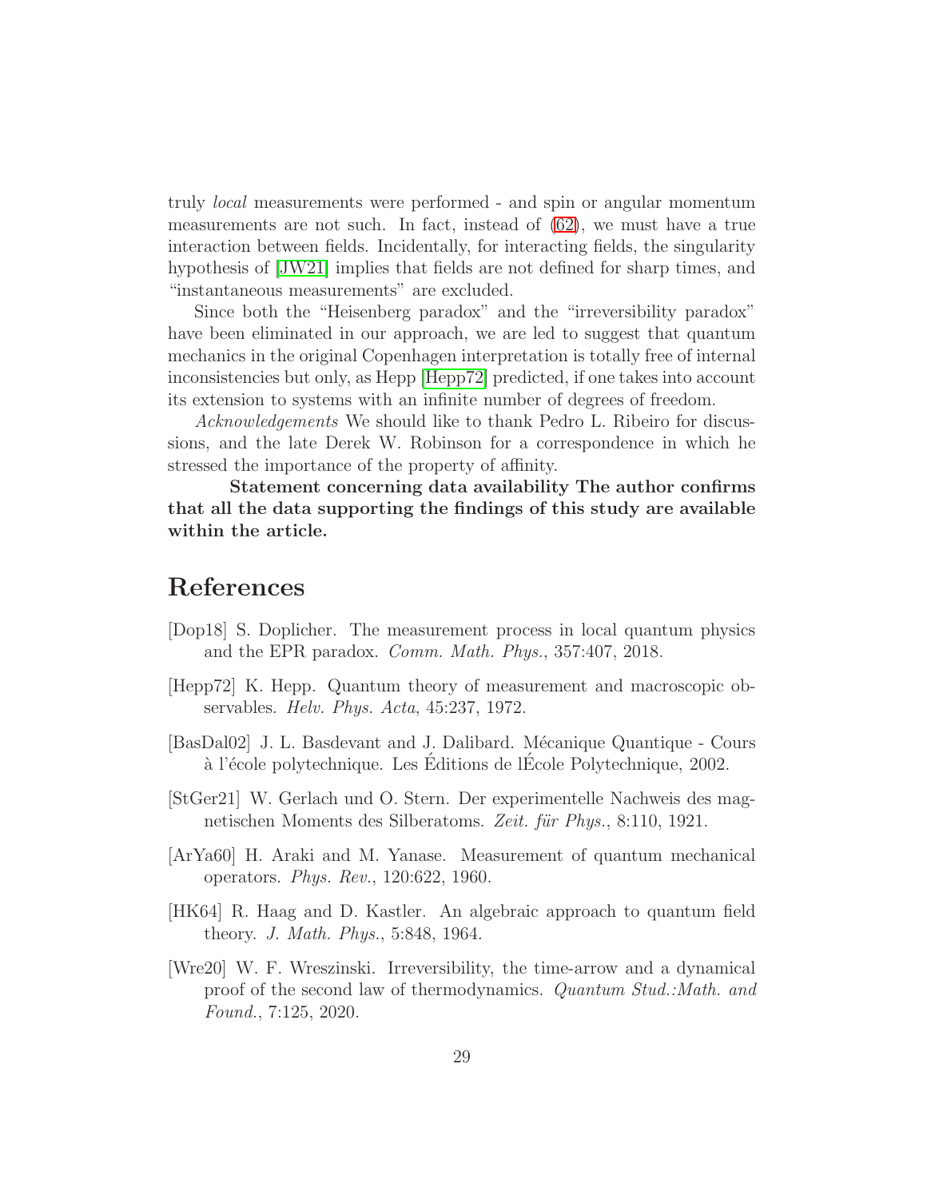truly *local* measurements were performed - and spin or angular momentum measurements are not such. In fact, instead of (62), we must have a true interaction between fields. Incidentally, for interacting fields, the singularity hypothesis of [JW21] implies that fields are not defined for sharp times, and "instantaneous measurements" are excluded.

Since both the "Heisenberg paradox" and the "irreversibility paradox" have been eliminated in our approach, we are led to suggest that quantum mechanics in the original Copenhagen interpretation is totally free of internal inconsistencies but only, as Hepp [Hepp72] predicted, if one takes into account its extension to systems with an infinite number of degrees of freedom.

*Acknowledgements* We should like to thank Pedro L. Ribeiro for discussions, and the late Derek W. Robinson for a correspondence in which he stressed the importance of the property of affinity.

**Statement concerning data availability The author confirms that all the data supporting the findings of this study are available within the article.**

# References

[Dop18] S. Doplicher. The measurement process in local quantum physics and the EPR paradox. *Comm. Math. Phys.*, 357:407, 2018.

[Hepp72] K. Hepp. Quantum theory of measurement and macroscopic observables. *Helv. Phys. Acta*, 45:237, 1972.

[BasDal02] J. L. Basdevant and J. Dalibard. Mécanique Quantique - Cours à l'école polytechnique. Les Éditions de lÉcole Polytechnique, 2002.

[StGer21] W. Gerlach und O. Stern. Der experimentelle Nachweis des magnetischen Moments des Silberatoms. *Zeit. für Phys.*, 8:110, 1921.

[ArYa60] H. Araki and M. Yanase. Measurement of quantum mechanical operators. *Phys. Rev.*, 120:622, 1960.

[HK64] R. Haag and D. Kastler. An algebraic approach to quantum field theory. *J. Math. Phys.*, 5:848, 1964.

[Wre20] W. F. Wreszinski. Irreversibility, the time-arrow and a dynamical proof of the second law of thermodynamics. *Quantum Stud.:Math. and Found.*, 7:125, 2020.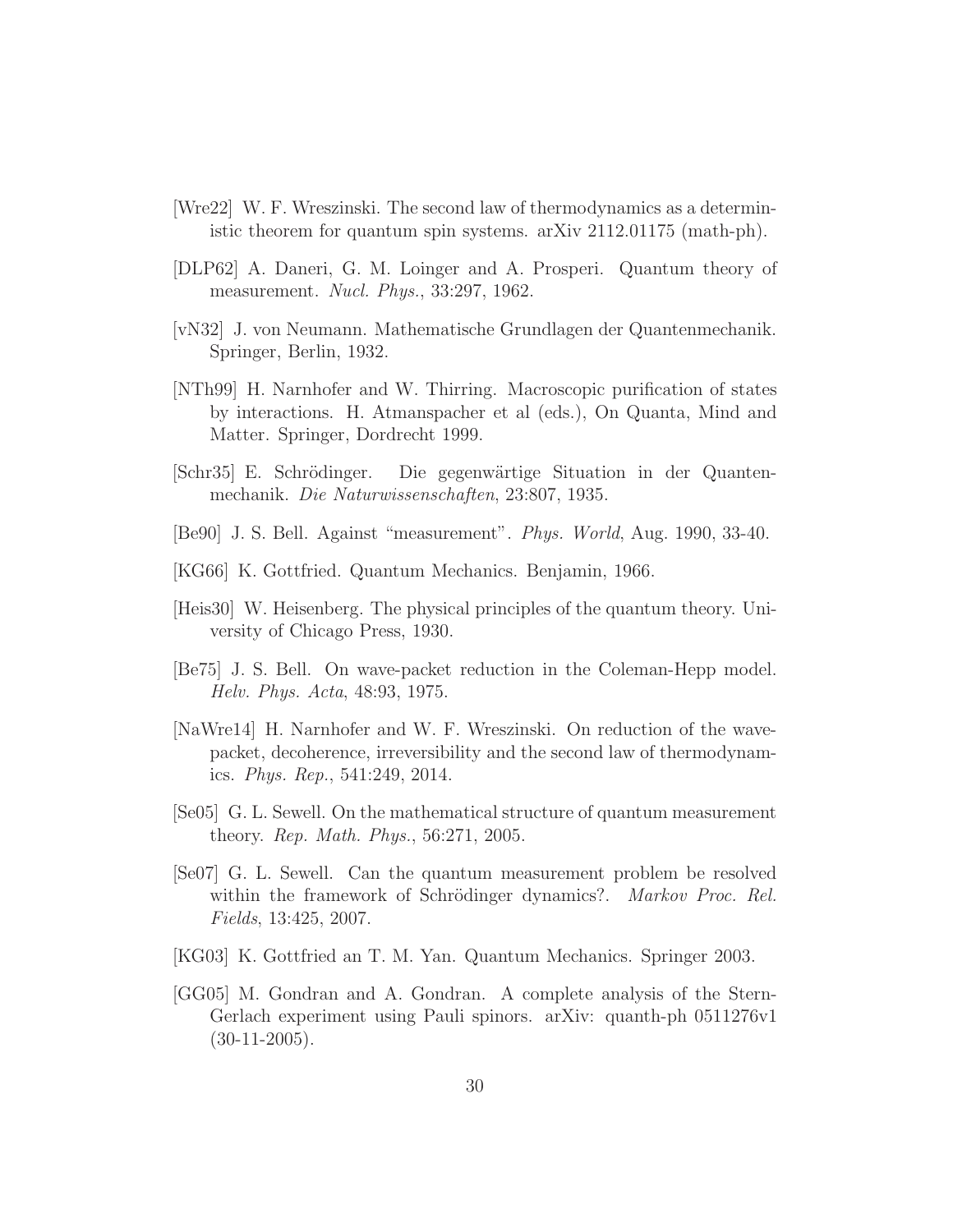[Wre22] W. F. Wreszinski. The second law of thermodynamics as a deterministic theorem for quantum spin systems. arXiv 2112.01175 (math-ph).

[DLP62] A. Daneri, G. M. Loinger and A. Prosperi. Quantum theory of measurement. *Nucl. Phys.*, 33:297, 1962.

[vN32] J. von Neumann. Mathematische Grundlagen der Quantenmechanik. Springer, Berlin, 1932.

[NTh99] H. Narnhofer and W. Thirring. Macroscopic purification of states by interactions. H. Atmanspacher et al (eds.), On Quanta, Mind and Matter. Springer, Dordrecht 1999.

[Schr35] E. Schrödinger. Die gegenwärtige Situation in der Quantenmechanik. *Die Naturwissenschaften*, 23:807, 1935.

[Be90] J. S. Bell. Against "measurement". *Phys. World*, Aug. 1990, 33-40.

[KG66] K. Gottfried. Quantum Mechanics. Benjamin, 1966.

[Heis30] W. Heisenberg. The physical principles of the quantum theory. University of Chicago Press, 1930.

[Be75] J. S. Bell. On wave-packet reduction in the Coleman-Hepp model. *Helv. Phys. Acta*, 48:93, 1975.

[NaWre14] H. Narnhofer and W. F. Wreszinski. On reduction of the wave-packet, decoherence, irreversibility and the second law of thermodynamics. *Phys. Rep.*, 541:249, 2014.

[Se05] G. L. Sewell. On the mathematical structure of quantum measurement theory. *Rep. Math. Phys.*, 56:271, 2005.

[Se07] G. L. Sewell. Can the quantum measurement problem be resolved within the framework of Schrödinger dynamics?. *Markov Proc. Rel. Fields*, 13:425, 2007.

[KG03] K. Gottfried an T. M. Yan. Quantum Mechanics. Springer 2003.

[GG05] M. Gondran and A. Gondran. A complete analysis of the Stern-Gerlach experiment using Pauli spinors. arXiv: quanth-ph 0511276v1 (30-11-2005).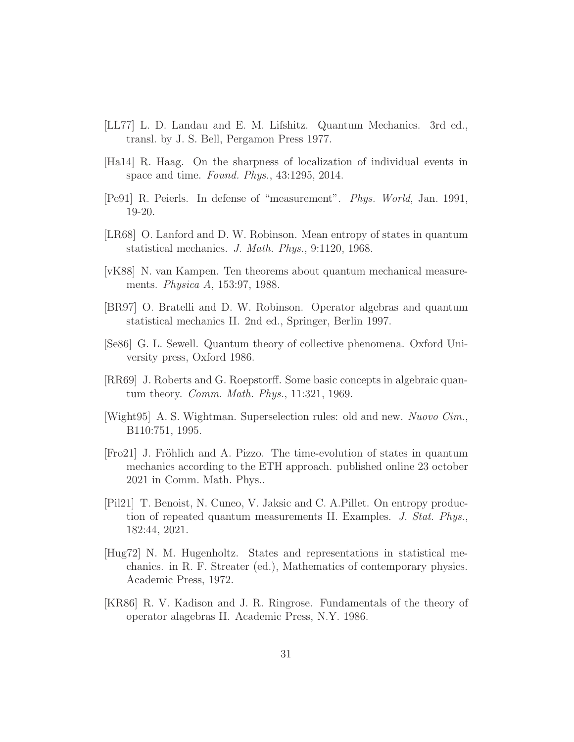[LL77] L. D. Landau and E. M. Lifshitz. Quantum Mechanics. 3rd ed., transl. by J. S. Bell, Pergamon Press 1977.

[Ha14] R. Haag. On the sharpness of localization of individual events in space and time. *Found. Phys.*, 43:1295, 2014.

[Pe91] R. Peierls. In defense of "measurement". *Phys. World*, Jan. 1991, 19-20.

[LR68] O. Lanford and D. W. Robinson. Mean entropy of states in quantum statistical mechanics. *J. Math. Phys.*, 9:1120, 1968.

[vK88] N. van Kampen. Ten theorems about quantum mechanical measurements. *Physica A*, 153:97, 1988.

[BR97] O. Bratelli and D. W. Robinson. Operator algebras and quantum statistical mechanics II. 2nd ed., Springer, Berlin 1997.

[Se86] G. L. Sewell. Quantum theory of collective phenomena. Oxford University press, Oxford 1986.

[RR69] J. Roberts and G. Roepstorff. Some basic concepts in algebraic quantum theory. *Comm. Math. Phys.*, 11:321, 1969.

[Wight95] A. S. Wightman. Superselection rules: old and new. *Nuovo Cim.*, B110:751, 1995.

[Fro21] J. Fröhlich and A. Pizzo. The time-evolution of states in quantum mechanics according to the ETH approach. published online 23 october 2021 in Comm. Math. Phys..

[Pil21] T. Benoist, N. Cuneo, V. Jaksic and C. A.Pillet. On entropy production of repeated quantum measurements II. Examples. *J. Stat. Phys.*, 182:44, 2021.

[Hug72] N. M. Hugenholtz. States and representations in statistical mechanics. in R. F. Streater (ed.), Mathematics of contemporary physics. Academic Press, 1972.

[KR86] R. V. Kadison and J. R. Ringrose. Fundamentals of the theory of operator alagebras II. Academic Press, N.Y. 1986.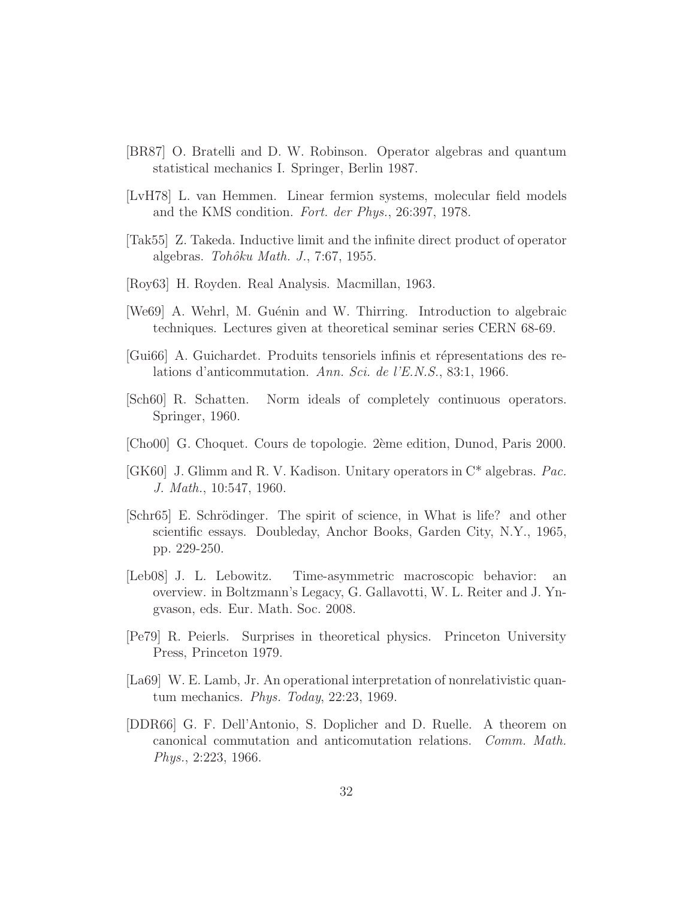[BR87] O. Bratelli and D. W. Robinson. Operator algebras and quantum statistical mechanics I. Springer, Berlin 1987.

[LvH78] L. van Hemmen. Linear fermion systems, molecular field models and the KMS condition. *Fort. der Phys.*, 26:397, 1978.

[Tak55] Z. Takeda. Inductive limit and the infinite direct product of operator algebras. *Tohôku Math. J.*, 7:67, 1955.

[Roy63] H. Royden. Real Analysis. Macmillan, 1963.

[We69] A. Wehrl, M. Guénin and W. Thirring. Introduction to algebraic techniques. Lectures given at theoretical seminar series CERN 68-69.

[Gui66] A. Guichardet. Produits tensoriels infinis et répresentations des relations d'anticommutation. *Ann. Sci. de l'E.N.S.*, 83:1, 1966.

[Sch60] R. Schatten. Norm ideals of completely continuous operators. Springer, 1960.

[Cho00] G. Choquet. Cours de topologie. 2ème edition, Dunod, Paris 2000.

[GK60] J. Glimm and R. V. Kadison. Unitary operators in C* algebras. *Pac. J. Math.*, 10:547, 1960.

[Schr65] E. Schrödinger. The spirit of science, in What is life? and other scientific essays. Doubleday, Anchor Books, Garden City, N.Y., 1965, pp. 229-250.

[Leb08] J. L. Lebowitz. Time-asymmetric macroscopic behavior: an overview. in Boltzmann's Legacy, G. Gallavotti, W. L. Reiter and J. Yngvason, eds. Eur. Math. Soc. 2008.

[Pe79] R. Peierls. Surprises in theoretical physics. Princeton University Press, Princeton 1979.

[La69] W. E. Lamb, Jr. An operational interpretation of nonrelativistic quantum mechanics. *Phys. Today*, 22:23, 1969.

[DDR66] G. F. Dell'Antonio, S. Doplicher and D. Ruelle. A theorem on canonical commutation and anticomutation relations. *Comm. Math. Phys.*, 2:223, 1966.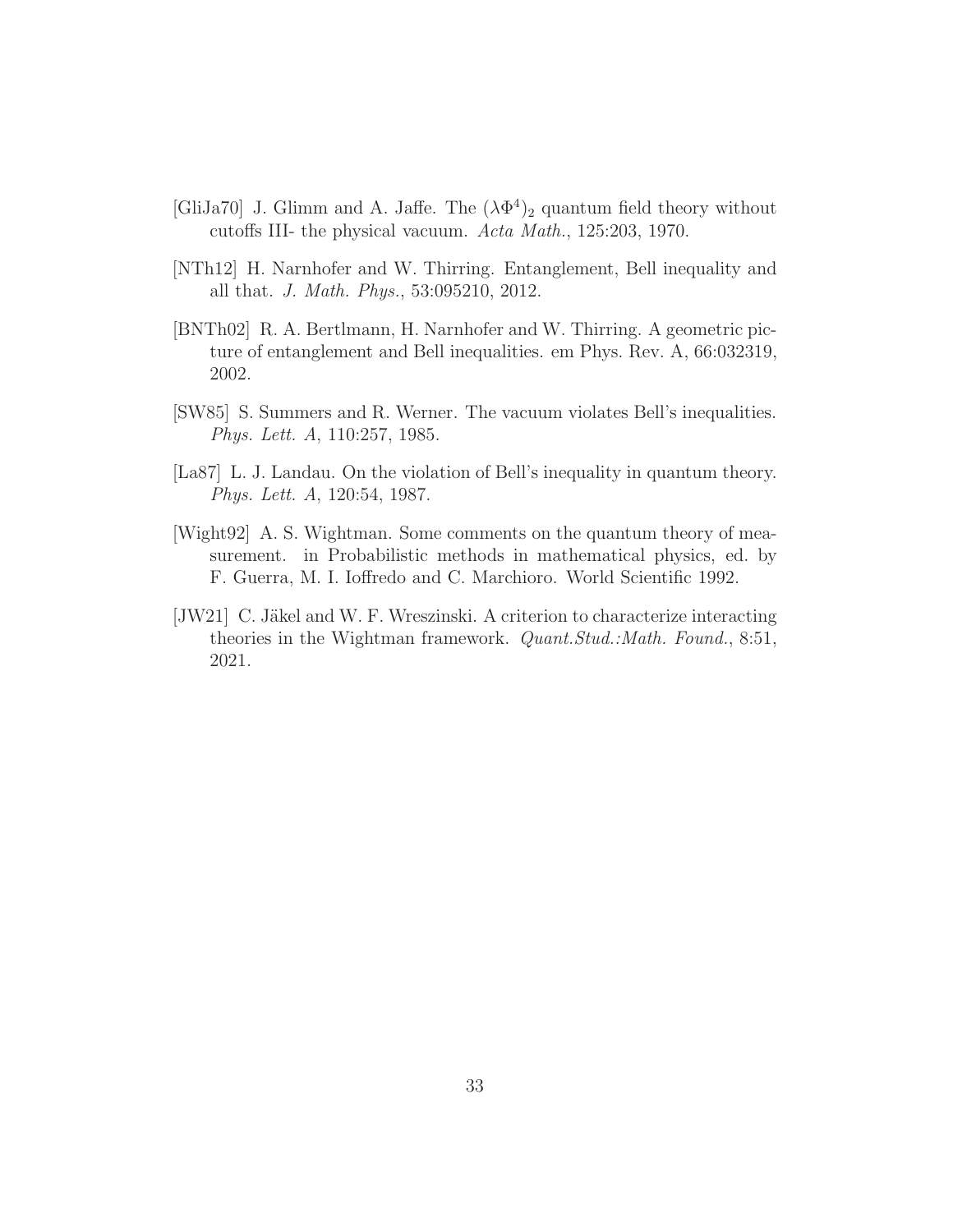[GliJa70] J. Glimm and A. Jaffe. The $(\lambda\Phi^4)_2$ quantum field theory without cutoffs III- the physical vacuum. *Acta Math.*, 125:203, 1970.

[NTh12] H. Narnhofer and W. Thirring. Entanglement, Bell inequality and all that. *J. Math. Phys.*, 53:095210, 2012.

[BNTh02] R. A. Bertlmann, H. Narnhofer and W. Thirring. A geometric picture of entanglement and Bell inequalities. em Phys. Rev. A, 66:032319, 2002.

[SW85] S. Summers and R. Werner. The vacuum violates Bell's inequalities. *Phys. Lett. A*, 110:257, 1985.

[La87] L. J. Landau. On the violation of Bell's inequality in quantum theory. *Phys. Lett. A*, 120:54, 1987.

[Wight92] A. S. Wightman. Some comments on the quantum theory of measurement. in Probabilistic methods in mathematical physics, ed. by F. Guerra, M. I. Ioffredo and C. Marchioro. World Scientific 1992.

[JW21] C. Jäkel and W. F. Wreszinski. A criterion to characterize interacting theories in the Wightman framework. *Quant.Stud.:Math. Found.*, 8:51, 2021.